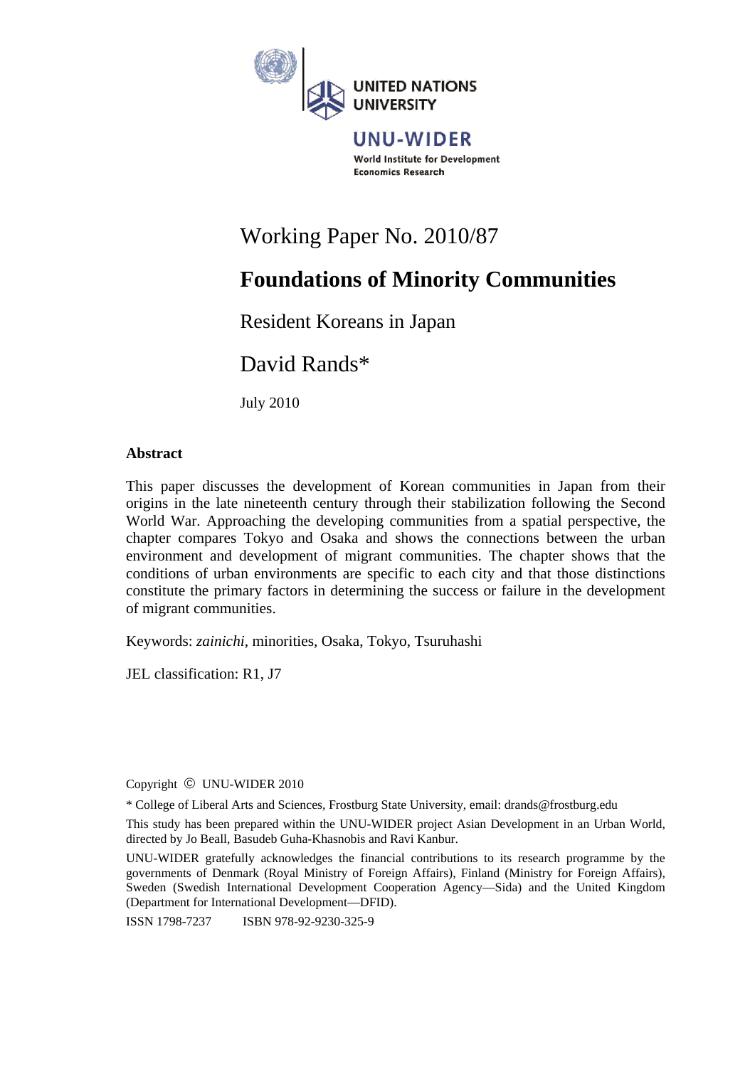UNITED NATIONS UNIVERSITY

UNU-WIDER

World Institute for Development Economics Research

Working Paper No. 2010/87

# Foundations of Minority Communities

## Resident Koreans in Japan

David Rands*

July 2010

### Abstract

This paper discusses the development of Korean communities in Japan from their origins in the late nineteenth century through their stabilization following the Second World War. Approaching the developing communities from a spatial perspective, the chapter compares Tokyo and Osaka and shows the connections between the urban environment and development of migrant communities. The chapter shows that the conditions of urban environments are specific to each city and that those distinctions constitute the primary factors in determining the success or failure in the development of migrant communities.

Keywords: *zainichi*, minorities, Osaka, Tokyo, Tsuruhashi

JEL classification: R1, J7

Copyright © UNU-WIDER 2010

* College of Liberal Arts and Sciences, Frostburg State University, email: drands@frostburg.edu

This study has been prepared within the UNU-WIDER project Asian Development in an Urban World, directed by Jo Beall, Basudeb Guha-Khasnobis and Ravi Kanbur.

UNU-WIDER gratefully acknowledges the financial contributions to its research programme by the governments of Denmark (Royal Ministry of Foreign Affairs), Finland (Ministry for Foreign Affairs), Sweden (Swedish International Development Cooperation Agency—Sida) and the United Kingdom (Department for International Development—DFID).

ISSN 1798-7237 ISBN 978-92-9230-325-9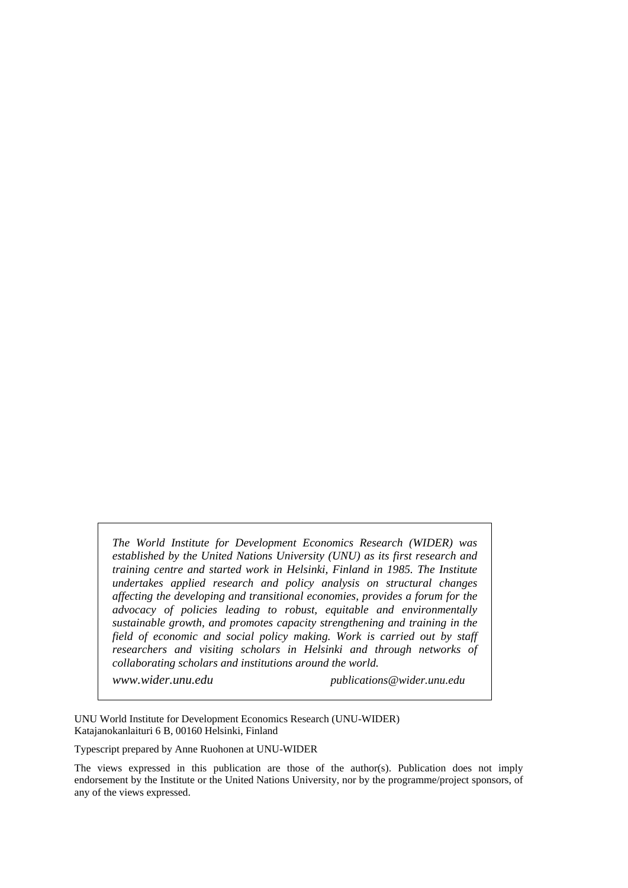*The World Institute for Development Economics Research (WIDER) was established by the United Nations University (UNU) as its first research and training centre and started work in Helsinki, Finland in 1985. The Institute undertakes applied research and policy analysis on structural changes affecting the developing and transitional economies, provides a forum for the advocacy of policies leading to robust, equitable and environmentally sustainable growth, and promotes capacity strengthening and training in the field of economic and social policy making. Work is carried out by staff researchers and visiting scholars in Helsinki and through networks of collaborating scholars and institutions around the world.*

*www.wider.unu.edu* *publications@wider.unu.edu*

UNU World Institute for Development Economics Research (UNU-WIDER)
Katajanokanlaituri 6 B, 00160 Helsinki, Finland

Typescript prepared by Anne Ruohonen at UNU-WIDER

The views expressed in this publication are those of the author(s). Publication does not imply endorsement by the Institute or the United Nations University, nor by the programme/project sponsors, of any of the views expressed.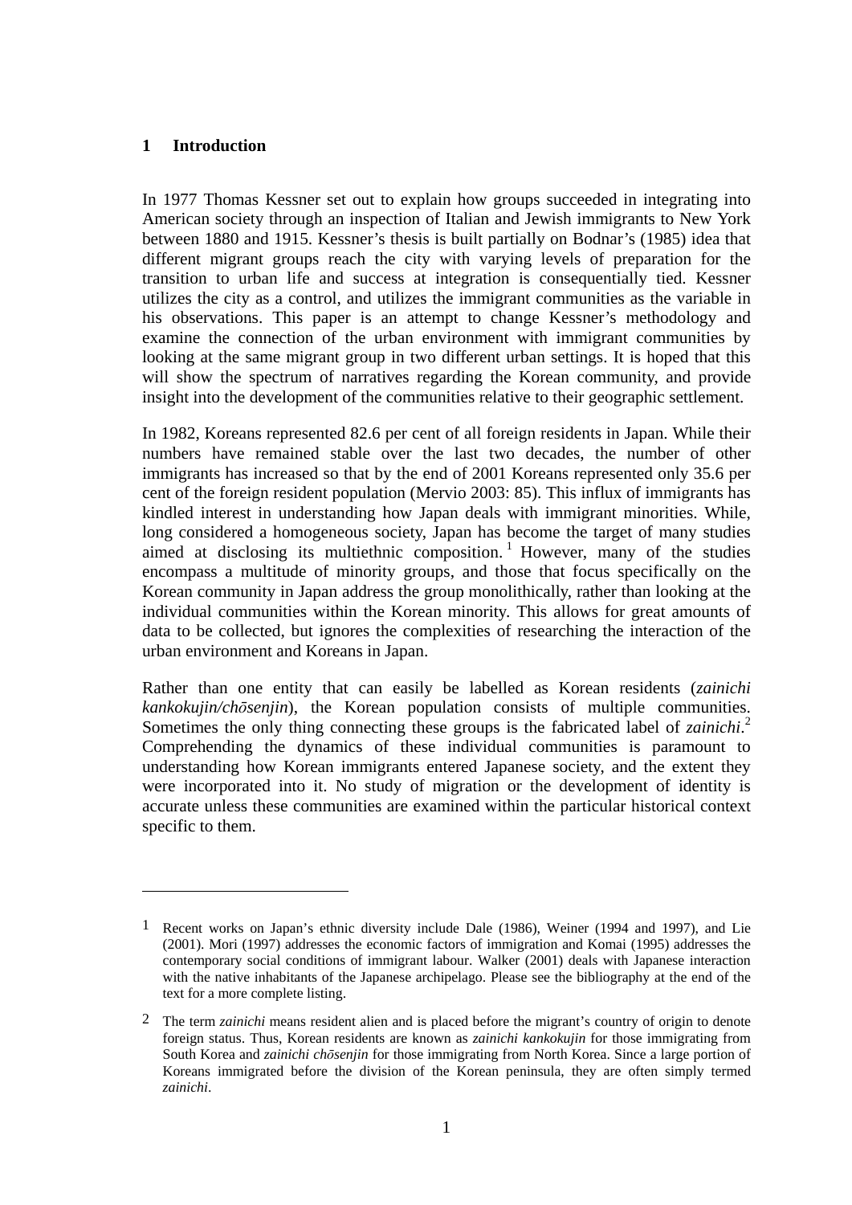## 1 Introduction

In 1977 Thomas Kessner set out to explain how groups succeeded in integrating into American society through an inspection of Italian and Jewish immigrants to New York between 1880 and 1915. Kessner's thesis is built partially on Bodnar's (1985) idea that different migrant groups reach the city with varying levels of preparation for the transition to urban life and success at integration is consequentially tied. Kessner utilizes the city as a control, and utilizes the immigrant communities as the variable in his observations. This paper is an attempt to change Kessner's methodology and examine the connection of the urban environment with immigrant communities by looking at the same migrant group in two different urban settings. It is hoped that this will show the spectrum of narratives regarding the Korean community, and provide insight into the development of the communities relative to their geographic settlement.

In 1982, Koreans represented 82.6 per cent of all foreign residents in Japan. While their numbers have remained stable over the last two decades, the number of other immigrants has increased so that by the end of 2001 Koreans represented only 35.6 per cent of the foreign resident population (Mervio 2003: 85). This influx of immigrants has kindled interest in understanding how Japan deals with immigrant minorities. While, long considered a homogeneous society, Japan has become the target of many studies aimed at disclosing its multiethnic composition.[1] However, many of the studies encompass a multitude of minority groups, and those that focus specifically on the Korean community in Japan address the group monolithically, rather than looking at the individual communities within the Korean minority. This allows for great amounts of data to be collected, but ignores the complexities of researching the interaction of the urban environment and Koreans in Japan.

Rather than one entity that can easily be labelled as Korean residents (*zainichi kankokujin/chōsenjin*), the Korean population consists of multiple communities. Sometimes the only thing connecting these groups is the fabricated label of *zainichi*.[2] Comprehending the dynamics of these individual communities is paramount to understanding how Korean immigrants entered Japanese society, and the extent they were incorporated into it. No study of migration or the development of identity is accurate unless these communities are examined within the particular historical context specific to them.

---

[1] Recent works on Japan's ethnic diversity include Dale (1986), Weiner (1994 and 1997), and Lie (2001). Mori (1997) addresses the economic factors of immigration and Komai (1995) addresses the contemporary social conditions of immigrant labour. Walker (2001) deals with Japanese interaction with the native inhabitants of the Japanese archipelago. Please see the bibliography at the end of the text for a more complete listing.

[2] The term *zainichi* means resident alien and is placed before the migrant's country of origin to denote foreign status. Thus, Korean residents are known as *zainichi kankokujin* for those immigrating from South Korea and *zainichi chōsenjin* for those immigrating from North Korea. Since a large portion of Koreans immigrated before the division of the Korean peninsula, they are often simply termed *zainichi*.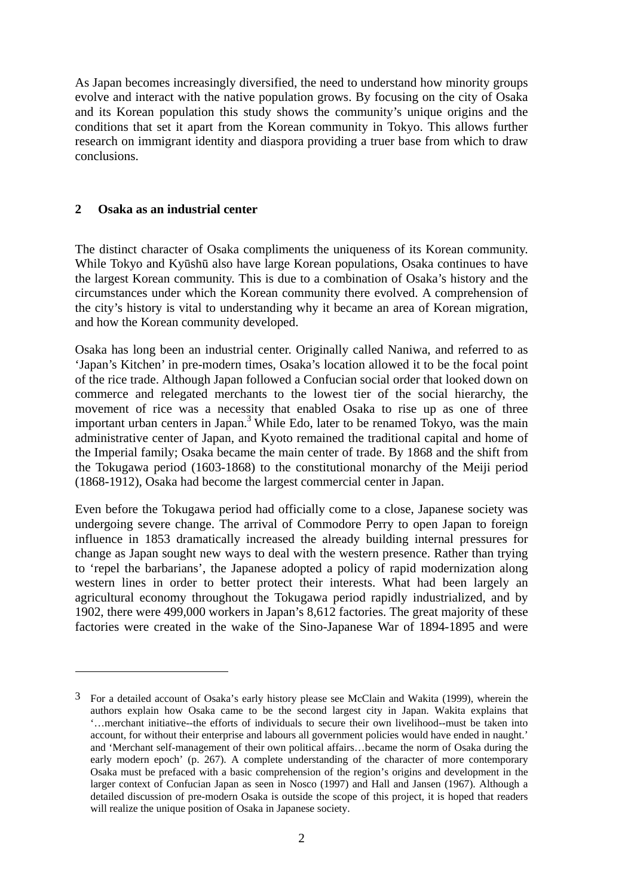As Japan becomes increasingly diversified, the need to understand how minority groups evolve and interact with the native population grows. By focusing on the city of Osaka and its Korean population this study shows the community's unique origins and the conditions that set it apart from the Korean community in Tokyo. This allows further research on immigrant identity and diaspora providing a truer base from which to draw conclusions.

## 2 Osaka as an industrial center

The distinct character of Osaka compliments the uniqueness of its Korean community. While Tokyo and Kyūshū also have large Korean populations, Osaka continues to have the largest Korean community. This is due to a combination of Osaka's history and the circumstances under which the Korean community there evolved. A comprehension of the city's history is vital to understanding why it became an area of Korean migration, and how the Korean community developed.

Osaka has long been an industrial center. Originally called Naniwa, and referred to as 'Japan's Kitchen' in pre-modern times, Osaka's location allowed it to be the focal point of the rice trade. Although Japan followed a Confucian social order that looked down on commerce and relegated merchants to the lowest tier of the social hierarchy, the movement of rice was a necessity that enabled Osaka to rise up as one of three important urban centers in Japan.[3] While Edo, later to be renamed Tokyo, was the main administrative center of Japan, and Kyoto remained the traditional capital and home of the Imperial family; Osaka became the main center of trade. By 1868 and the shift from the Tokugawa period (1603-1868) to the constitutional monarchy of the Meiji period (1868-1912), Osaka had become the largest commercial center in Japan.

Even before the Tokugawa period had officially come to a close, Japanese society was undergoing severe change. The arrival of Commodore Perry to open Japan to foreign influence in 1853 dramatically increased the already building internal pressures for change as Japan sought new ways to deal with the western presence. Rather than trying to 'repel the barbarians', the Japanese adopted a policy of rapid modernization along western lines in order to better protect their interests. What had been largely an agricultural economy throughout the Tokugawa period rapidly industrialized, and by 1902, there were 499,000 workers in Japan's 8,612 factories. The great majority of these factories were created in the wake of the Sino-Japanese War of 1894-1895 and were

---

[3] For a detailed account of Osaka's early history please see McClain and Wakita (1999), wherein the authors explain how Osaka came to be the second largest city in Japan. Wakita explains that '…merchant initiative--the efforts of individuals to secure their own livelihood--must be taken into account, for without their enterprise and labours all government policies would have ended in naught.' and 'Merchant self-management of their own political affairs…became the norm of Osaka during the early modern epoch' (p. 267). A complete understanding of the character of more contemporary Osaka must be prefaced with a basic comprehension of the region's origins and development in the larger context of Confucian Japan as seen in Nosco (1997) and Hall and Jansen (1967). Although a detailed discussion of pre-modern Osaka is outside the scope of this project, it is hoped that readers will realize the unique position of Osaka in Japanese society.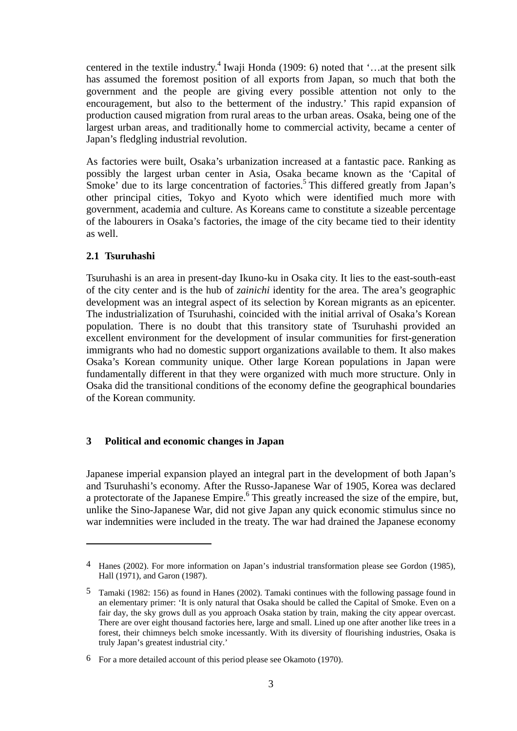centered in the textile industry.[4] Iwaji Honda (1909: 6) noted that '…at the present silk has assumed the foremost position of all exports from Japan, so much that both the government and the people are giving every possible attention not only to the encouragement, but also to the betterment of the industry.' This rapid expansion of production caused migration from rural areas to the urban areas. Osaka, being one of the largest urban areas, and traditionally home to commercial activity, became a center of Japan's fledgling industrial revolution.

As factories were built, Osaka's urbanization increased at a fantastic pace. Ranking as possibly the largest urban center in Asia, Osaka became known as the 'Capital of Smoke' due to its large concentration of factories.[5] This differed greatly from Japan's other principal cities, Tokyo and Kyoto which were identified much more with government, academia and culture. As Koreans came to constitute a sizeable percentage of the labourers in Osaka's factories, the image of the city became tied to their identity as well.

### 2.1 Tsuruhashi

Tsuruhashi is an area in present-day Ikuno-ku in Osaka city. It lies to the east-south-east of the city center and is the hub of *zainichi* identity for the area. The area's geographic development was an integral aspect of its selection by Korean migrants as an epicenter. The industrialization of Tsuruhashi, coincided with the initial arrival of Osaka's Korean population. There is no doubt that this transitory state of Tsuruhashi provided an excellent environment for the development of insular communities for first-generation immigrants who had no domestic support organizations available to them. It also makes Osaka's Korean community unique. Other large Korean populations in Japan were fundamentally different in that they were organized with much more structure. Only in Osaka did the transitional conditions of the economy define the geographical boundaries of the Korean community.

## 3 Political and economic changes in Japan

Japanese imperial expansion played an integral part in the development of both Japan's and Tsuruhashi's economy. After the Russo-Japanese War of 1905, Korea was declared a protectorate of the Japanese Empire.[6] This greatly increased the size of the empire, but, unlike the Sino-Japanese War, did not give Japan any quick economic stimulus since no war indemnities were included in the treaty. The war had drained the Japanese economy

---

4 Hanes (2002). For more information on Japan's industrial transformation please see Gordon (1985), Hall (1971), and Garon (1987).

5 Tamaki (1982: 156) as found in Hanes (2002). Tamaki continues with the following passage found in an elementary primer: 'It is only natural that Osaka should be called the Capital of Smoke. Even on a fair day, the sky grows dull as you approach Osaka station by train, making the city appear overcast. There are over eight thousand factories here, large and small. Lined up one after another like trees in a forest, their chimneys belch smoke incessantly. With its diversity of flourishing industries, Osaka is truly Japan's greatest industrial city.'

6 For a more detailed account of this period please see Okamoto (1970).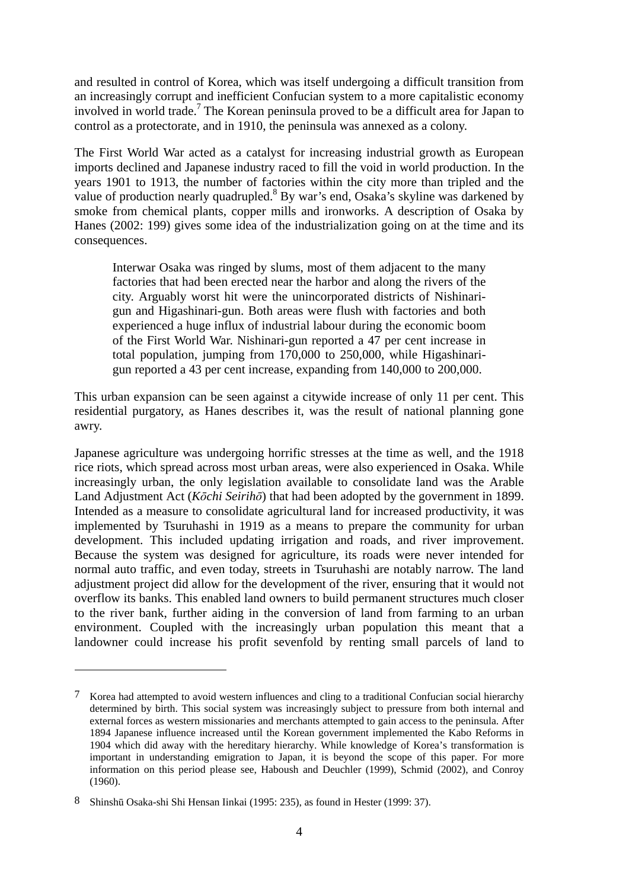and resulted in control of Korea, which was itself undergoing a difficult transition from an increasingly corrupt and inefficient Confucian system to a more capitalistic economy involved in world trade.[7] The Korean peninsula proved to be a difficult area for Japan to control as a protectorate, and in 1910, the peninsula was annexed as a colony.

The First World War acted as a catalyst for increasing industrial growth as European imports declined and Japanese industry raced to fill the void in world production. In the years 1901 to 1913, the number of factories within the city more than tripled and the value of production nearly quadrupled.[8] By war's end, Osaka's skyline was darkened by smoke from chemical plants, copper mills and ironworks. A description of Osaka by Hanes (2002: 199) gives some idea of the industrialization going on at the time and its consequences.

> Interwar Osaka was ringed by slums, most of them adjacent to the many factories that had been erected near the harbor and along the rivers of the city. Arguably worst hit were the unincorporated districts of Nishinari-gun and Higashinari-gun. Both areas were flush with factories and both experienced a huge influx of industrial labour during the economic boom of the First World War. Nishinari-gun reported a 47 per cent increase in total population, jumping from 170,000 to 250,000, while Higashinari-gun reported a 43 per cent increase, expanding from 140,000 to 200,000.

This urban expansion can be seen against a citywide increase of only 11 per cent. This residential purgatory, as Hanes describes it, was the result of national planning gone awry.

Japanese agriculture was undergoing horrific stresses at the time as well, and the 1918 rice riots, which spread across most urban areas, were also experienced in Osaka. While increasingly urban, the only legislation available to consolidate land was the Arable Land Adjustment Act (*Kōchi Seirihō*) that had been adopted by the government in 1899. Intended as a measure to consolidate agricultural land for increased productivity, it was implemented by Tsuruhashi in 1919 as a means to prepare the community for urban development. This included updating irrigation and roads, and river improvement. Because the system was designed for agriculture, its roads were never intended for normal auto traffic, and even today, streets in Tsuruhashi are notably narrow. The land adjustment project did allow for the development of the river, ensuring that it would not overflow its banks. This enabled land owners to build permanent structures much closer to the river bank, further aiding in the conversion of land from farming to an urban environment. Coupled with the increasingly urban population this meant that a landowner could increase his profit sevenfold by renting small parcels of land to

---

7 Korea had attempted to avoid western influences and cling to a traditional Confucian social hierarchy determined by birth. This social system was increasingly subject to pressure from both internal and external forces as western missionaries and merchants attempted to gain access to the peninsula. After 1894 Japanese influence increased until the Korean government implemented the Kabo Reforms in 1904 which did away with the hereditary hierarchy. While knowledge of Korea's transformation is important in understanding emigration to Japan, it is beyond the scope of this paper. For more information on this period please see, Haboush and Deuchler (1999), Schmid (2002), and Conroy (1960).

8 Shinshū Osaka-shi Shi Hensan Iinkai (1995: 235), as found in Hester (1999: 37).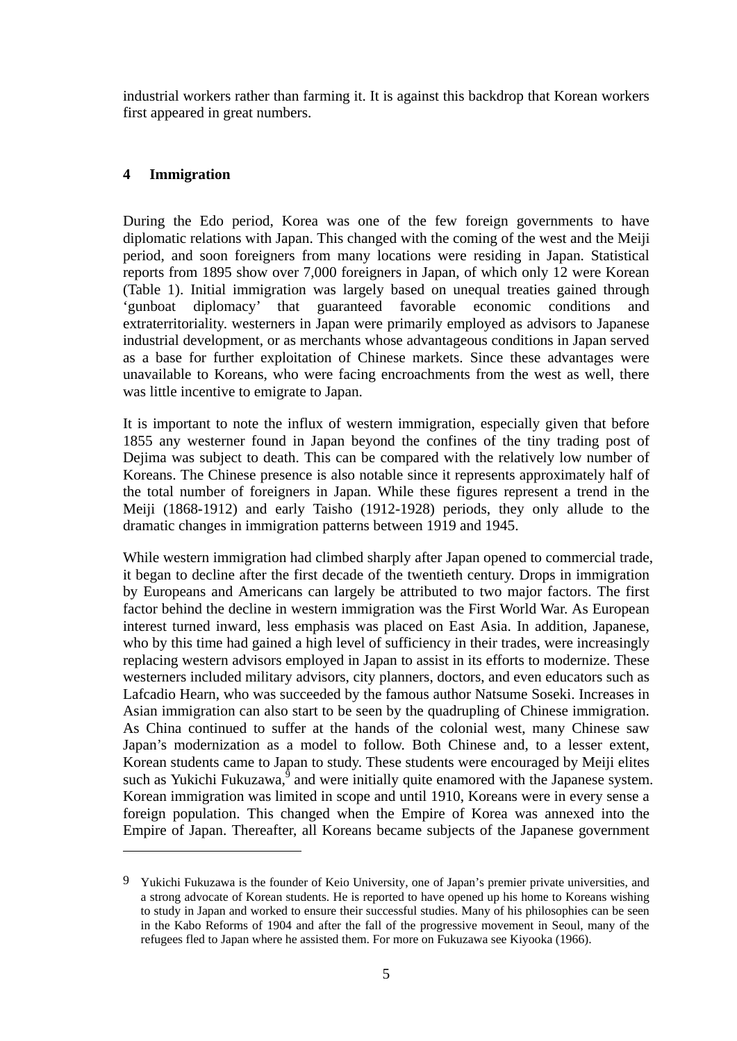industrial workers rather than farming it. It is against this backdrop that Korean workers first appeared in great numbers.

## 4 Immigration

During the Edo period, Korea was one of the few foreign governments to have diplomatic relations with Japan. This changed with the coming of the west and the Meiji period, and soon foreigners from many locations were residing in Japan. Statistical reports from 1895 show over 7,000 foreigners in Japan, of which only 12 were Korean (Table 1). Initial immigration was largely based on unequal treaties gained through 'gunboat diplomacy' that guaranteed favorable economic conditions and extraterritoriality. westerners in Japan were primarily employed as advisors to Japanese industrial development, or as merchants whose advantageous conditions in Japan served as a base for further exploitation of Chinese markets. Since these advantages were unavailable to Koreans, who were facing encroachments from the west as well, there was little incentive to emigrate to Japan.

It is important to note the influx of western immigration, especially given that before 1855 any westerner found in Japan beyond the confines of the tiny trading post of Dejima was subject to death. This can be compared with the relatively low number of Koreans. The Chinese presence is also notable since it represents approximately half of the total number of foreigners in Japan. While these figures represent a trend in the Meiji (1868-1912) and early Taisho (1912-1928) periods, they only allude to the dramatic changes in immigration patterns between 1919 and 1945.

While western immigration had climbed sharply after Japan opened to commercial trade, it began to decline after the first decade of the twentieth century. Drops in immigration by Europeans and Americans can largely be attributed to two major factors. The first factor behind the decline in western immigration was the First World War. As European interest turned inward, less emphasis was placed on East Asia. In addition, Japanese, who by this time had gained a high level of sufficiency in their trades, were increasingly replacing western advisors employed in Japan to assist in its efforts to modernize. These westerners included military advisors, city planners, doctors, and even educators such as Lafcadio Hearn, who was succeeded by the famous author Natsume Soseki. Increases in Asian immigration can also start to be seen by the quadrupling of Chinese immigration. As China continued to suffer at the hands of the colonial west, many Chinese saw Japan's modernization as a model to follow. Both Chinese and, to a lesser extent, Korean students came to Japan to study. These students were encouraged by Meiji elites such as Yukichi Fukuzawa,[9] and were initially quite enamored with the Japanese system. Korean immigration was limited in scope and until 1910, Koreans were in every sense a foreign population. This changed when the Empire of Korea was annexed into the Empire of Japan. Thereafter, all Koreans became subjects of the Japanese government

---

9 Yukichi Fukuzawa is the founder of Keio University, one of Japan's premier private universities, and a strong advocate of Korean students. He is reported to have opened up his home to Koreans wishing to study in Japan and worked to ensure their successful studies. Many of his philosophies can be seen in the Kabo Reforms of 1904 and after the fall of the progressive movement in Seoul, many of the refugees fled to Japan where he assisted them. For more on Fukuzawa see Kiyooka (1966).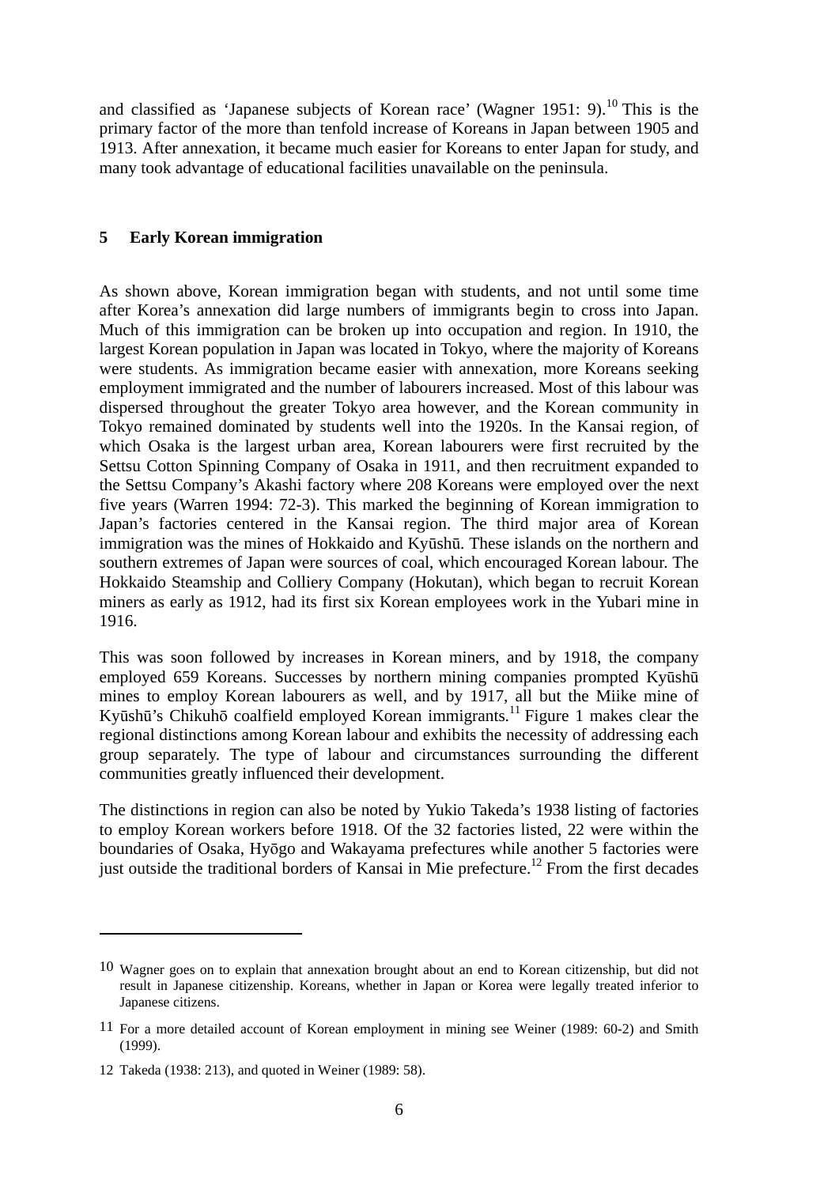and classified as 'Japanese subjects of Korean race' (Wagner 1951: 9).[10] This is the primary factor of the more than tenfold increase of Koreans in Japan between 1905 and 1913. After annexation, it became much easier for Koreans to enter Japan for study, and many took advantage of educational facilities unavailable on the peninsula.

## 5 Early Korean immigration

As shown above, Korean immigration began with students, and not until some time after Korea's annexation did large numbers of immigrants begin to cross into Japan. Much of this immigration can be broken up into occupation and region. In 1910, the largest Korean population in Japan was located in Tokyo, where the majority of Koreans were students. As immigration became easier with annexation, more Koreans seeking employment immigrated and the number of labourers increased. Most of this labour was dispersed throughout the greater Tokyo area however, and the Korean community in Tokyo remained dominated by students well into the 1920s. In the Kansai region, of which Osaka is the largest urban area, Korean labourers were first recruited by the Settsu Cotton Spinning Company of Osaka in 1911, and then recruitment expanded to the Settsu Company's Akashi factory where 208 Koreans were employed over the next five years (Warren 1994: 72-3). This marked the beginning of Korean immigration to Japan's factories centered in the Kansai region. The third major area of Korean immigration was the mines of Hokkaido and Kyūshū. These islands on the northern and southern extremes of Japan were sources of coal, which encouraged Korean labour. The Hokkaido Steamship and Colliery Company (Hokutan), which began to recruit Korean miners as early as 1912, had its first six Korean employees work in the Yubari mine in 1916.

This was soon followed by increases in Korean miners, and by 1918, the company employed 659 Koreans. Successes by northern mining companies prompted Kyūshū mines to employ Korean labourers as well, and by 1917, all but the Miike mine of Kyūshū's Chikuhō coalfield employed Korean immigrants.[11] Figure 1 makes clear the regional distinctions among Korean labour and exhibits the necessity of addressing each group separately. The type of labour and circumstances surrounding the different communities greatly influenced their development.

The distinctions in region can also be noted by Yukio Takeda's 1938 listing of factories to employ Korean workers before 1918. Of the 32 factories listed, 22 were within the boundaries of Osaka, Hyōgo and Wakayama prefectures while another 5 factories were just outside the traditional borders of Kansai in Mie prefecture.[12] From the first decades

---

[10] Wagner goes on to explain that annexation brought about an end to Korean citizenship, but did not result in Japanese citizenship. Koreans, whether in Japan or Korea were legally treated inferior to Japanese citizens.

[11] For a more detailed account of Korean employment in mining see Weiner (1989: 60-2) and Smith (1999).

[12] Takeda (1938: 213), and quoted in Weiner (1989: 58).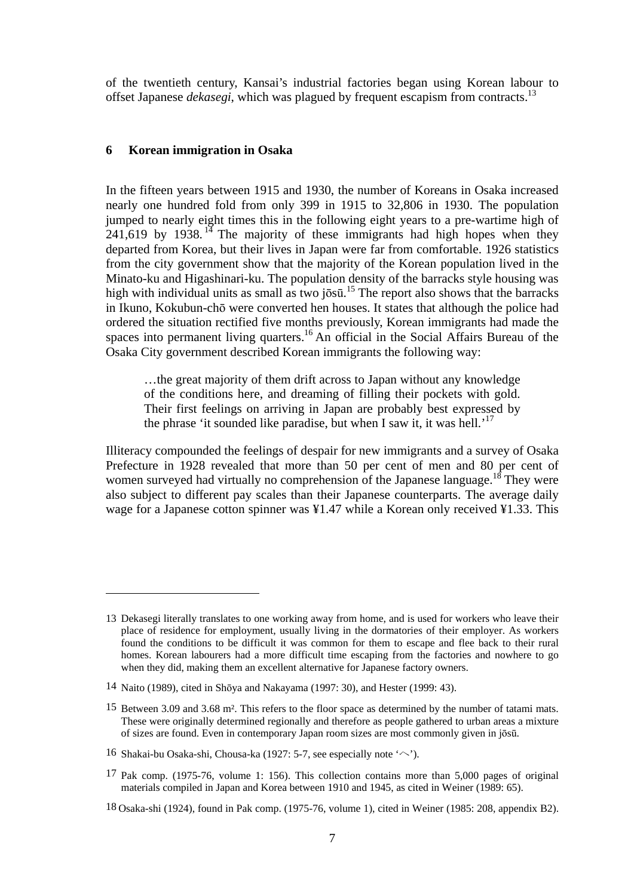of the twentieth century, Kansai's industrial factories began using Korean labour to offset Japanese *dekasegi*, which was plagued by frequent escapism from contracts.[13]

## 6 Korean immigration in Osaka

In the fifteen years between 1915 and 1930, the number of Koreans in Osaka increased nearly one hundred fold from only 399 in 1915 to 32,806 in 1930. The population jumped to nearly eight times this in the following eight years to a pre-wartime high of 241,619 by 1938.[14] The majority of these immigrants had high hopes when they departed from Korea, but their lives in Japan were far from comfortable. 1926 statistics from the city government show that the majority of the Korean population lived in the Minato-ku and Higashinari-ku. The population density of the barracks style housing was high with individual units as small as two jōsū.[15] The report also shows that the barracks in Ikuno, Kokubun-chō were converted hen houses. It states that although the police had ordered the situation rectified five months previously, Korean immigrants had made the spaces into permanent living quarters.[16] An official in the Social Affairs Bureau of the Osaka City government described Korean immigrants the following way:

> …the great majority of them drift across to Japan without any knowledge of the conditions here, and dreaming of filling their pockets with gold. Their first feelings on arriving in Japan are probably best expressed by the phrase 'it sounded like paradise, but when I saw it, it was hell.'[17]

Illiteracy compounded the feelings of despair for new immigrants and a survey of Osaka Prefecture in 1928 revealed that more than 50 per cent of men and 80 per cent of women surveyed had virtually no comprehension of the Japanese language.[18] They were also subject to different pay scales than their Japanese counterparts. The average daily wage for a Japanese cotton spinner was ¥1.47 while a Korean only received ¥1.33. This

---

13 Dekasegi literally translates to one working away from home, and is used for workers who leave their place of residence for employment, usually living in the dormatories of their employer. As workers found the conditions to be difficult it was common for them to escape and flee back to their rural homes. Korean labourers had a more difficult time escaping from the factories and nowhere to go when they did, making them an excellent alternative for Japanese factory owners.

14 Naito (1989), cited in Shōya and Nakayama (1997: 30), and Hester (1999: 43).

15 Between 3.09 and 3.68 m². This refers to the floor space as determined by the number of tatami mats. These were originally determined regionally and therefore as people gathered to urban areas a mixture of sizes are found. Even in contemporary Japan room sizes are most commonly given in jōsū.

16 Shakai-bu Osaka-shi, Chousa-ka (1927: 5-7, see especially note 'へ').

17 Pak comp. (1975-76, volume 1: 156). This collection contains more than 5,000 pages of original materials compiled in Japan and Korea between 1910 and 1945, as cited in Weiner (1989: 65).

18 Osaka-shi (1924), found in Pak comp. (1975-76, volume 1), cited in Weiner (1985: 208, appendix B2).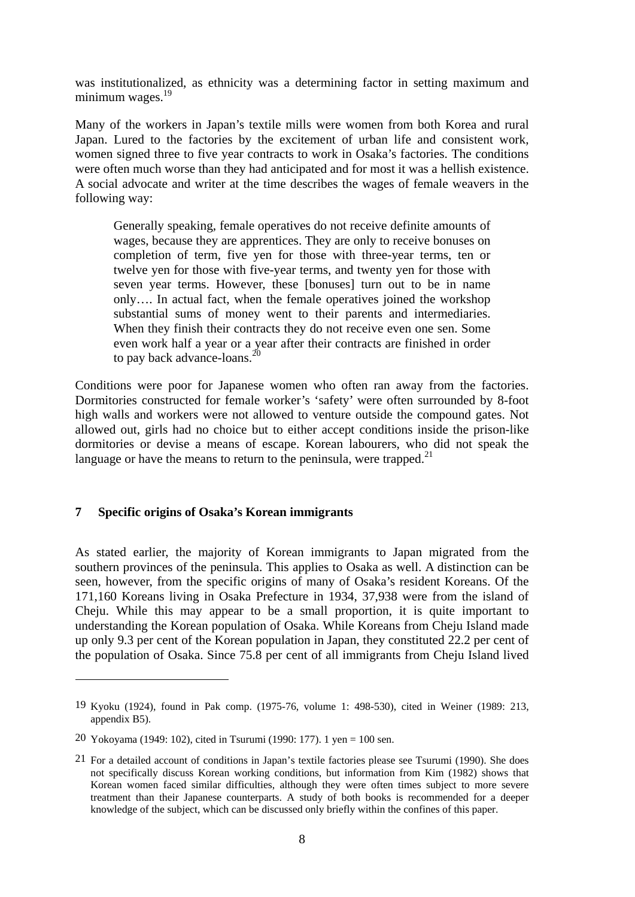was institutionalized, as ethnicity was a determining factor in setting maximum and minimum wages.[19]

Many of the workers in Japan's textile mills were women from both Korea and rural Japan. Lured to the factories by the excitement of urban life and consistent work, women signed three to five year contracts to work in Osaka's factories. The conditions were often much worse than they had anticipated and for most it was a hellish existence. A social advocate and writer at the time describes the wages of female weavers in the following way:

> Generally speaking, female operatives do not receive definite amounts of wages, because they are apprentices. They are only to receive bonuses on completion of term, five yen for those with three-year terms, ten or twelve yen for those with five-year terms, and twenty yen for those with seven year terms. However, these [bonuses] turn out to be in name only…. In actual fact, when the female operatives joined the workshop substantial sums of money went to their parents and intermediaries. When they finish their contracts they do not receive even one sen. Some even work half a year or a year after their contracts are finished in order to pay back advance-loans.[20]

Conditions were poor for Japanese women who often ran away from the factories. Dormitories constructed for female worker's 'safety' were often surrounded by 8-foot high walls and workers were not allowed to venture outside the compound gates. Not allowed out, girls had no choice but to either accept conditions inside the prison-like dormitories or devise a means of escape. Korean labourers, who did not speak the language or have the means to return to the peninsula, were trapped.[21]

## 7 Specific origins of Osaka's Korean immigrants

As stated earlier, the majority of Korean immigrants to Japan migrated from the southern provinces of the peninsula. This applies to Osaka as well. A distinction can be seen, however, from the specific origins of many of Osaka's resident Koreans. Of the 171,160 Koreans living in Osaka Prefecture in 1934, 37,938 were from the island of Cheju. While this may appear to be a small proportion, it is quite important to understanding the Korean population of Osaka. While Koreans from Cheju Island made up only 9.3 per cent of the Korean population in Japan, they constituted 22.2 per cent of the population of Osaka. Since 75.8 per cent of all immigrants from Cheju Island lived

---

19 Kyoku (1924), found in Pak comp. (1975-76, volume 1: 498-530), cited in Weiner (1989: 213, appendix B5).

20 Yokoyama (1949: 102), cited in Tsurumi (1990: 177). 1 yen = 100 sen.

21 For a detailed account of conditions in Japan's textile factories please see Tsurumi (1990). She does not specifically discuss Korean working conditions, but information from Kim (1982) shows that Korean women faced similar difficulties, although they were often times subject to more severe treatment than their Japanese counterparts. A study of both books is recommended for a deeper knowledge of the subject, which can be discussed only briefly within the confines of this paper.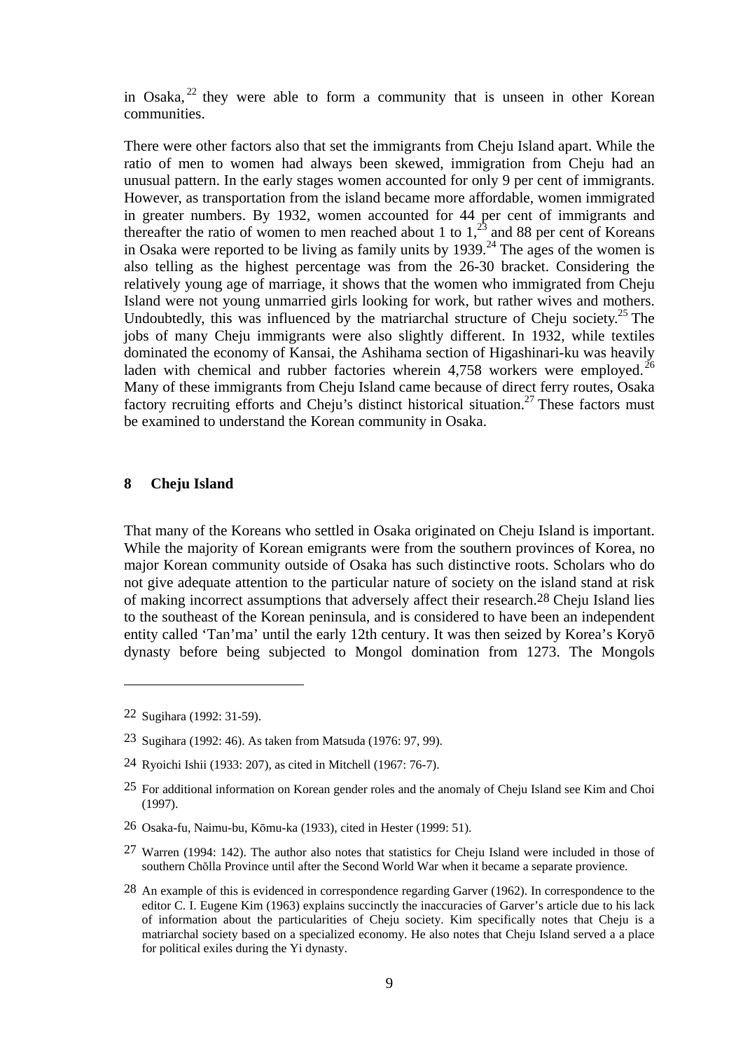in Osaka,[22] they were able to form a community that is unseen in other Korean communities.

There were other factors also that set the immigrants from Cheju Island apart. While the ratio of men to women had always been skewed, immigration from Cheju had an unusual pattern. In the early stages women accounted for only 9 per cent of immigrants. However, as transportation from the island became more affordable, women immigrated in greater numbers. By 1932, women accounted for 44 per cent of immigrants and thereafter the ratio of women to men reached about 1 to 1,[23] and 88 per cent of Koreans in Osaka were reported to be living as family units by 1939.[24] The ages of the women is also telling as the highest percentage was from the 26-30 bracket. Considering the relatively young age of marriage, it shows that the women who immigrated from Cheju Island were not young unmarried girls looking for work, but rather wives and mothers. Undoubtedly, this was influenced by the matriarchal structure of Cheju society.[25] The jobs of many Cheju immigrants were also slightly different. In 1932, while textiles dominated the economy of Kansai, the Ashihama section of Higashinari-ku was heavily laden with chemical and rubber factories wherein 4,758 workers were employed.[26] Many of these immigrants from Cheju Island came because of direct ferry routes, Osaka factory recruiting efforts and Cheju's distinct historical situation.[27] These factors must be examined to understand the Korean community in Osaka.

## 8 Cheju Island

That many of the Koreans who settled in Osaka originated on Cheju Island is important. While the majority of Korean emigrants were from the southern provinces of Korea, no major Korean community outside of Osaka has such distinctive roots. Scholars who do not give adequate attention to the particular nature of society on the island stand at risk of making incorrect assumptions that adversely affect their research.[28] Cheju Island lies to the southeast of the Korean peninsula, and is considered to have been an independent entity called 'Tan'ma' until the early 12th century. It was then seized by Korea's Koryō dynasty before being subjected to Mongol domination from 1273. The Mongols

---

22 Sugihara (1992: 31-59).

23 Sugihara (1992: 46). As taken from Matsuda (1976: 97, 99).

24 Ryoichi Ishii (1933: 207), as cited in Mitchell (1967: 76-7).

25 For additional information on Korean gender roles and the anomaly of Cheju Island see Kim and Choi (1997).

26 Osaka-fu, Naimu-bu, Kōmu-ka (1933), cited in Hester (1999: 51).

27 Warren (1994: 142). The author also notes that statistics for Cheju Island were included in those of southern Chŏlla Province until after the Second World War when it became a separate provience.

28 An example of this is evidenced in correspondence regarding Garver (1962). In correspondence to the editor C. I. Eugene Kim (1963) explains succinctly the inaccuracies of Garver's article due to his lack of information about the particularities of Cheju society. Kim specifically notes that Cheju is a matriarchal society based on a specialized economy. He also notes that Cheju Island served a a place for political exiles during the Yi dynasty.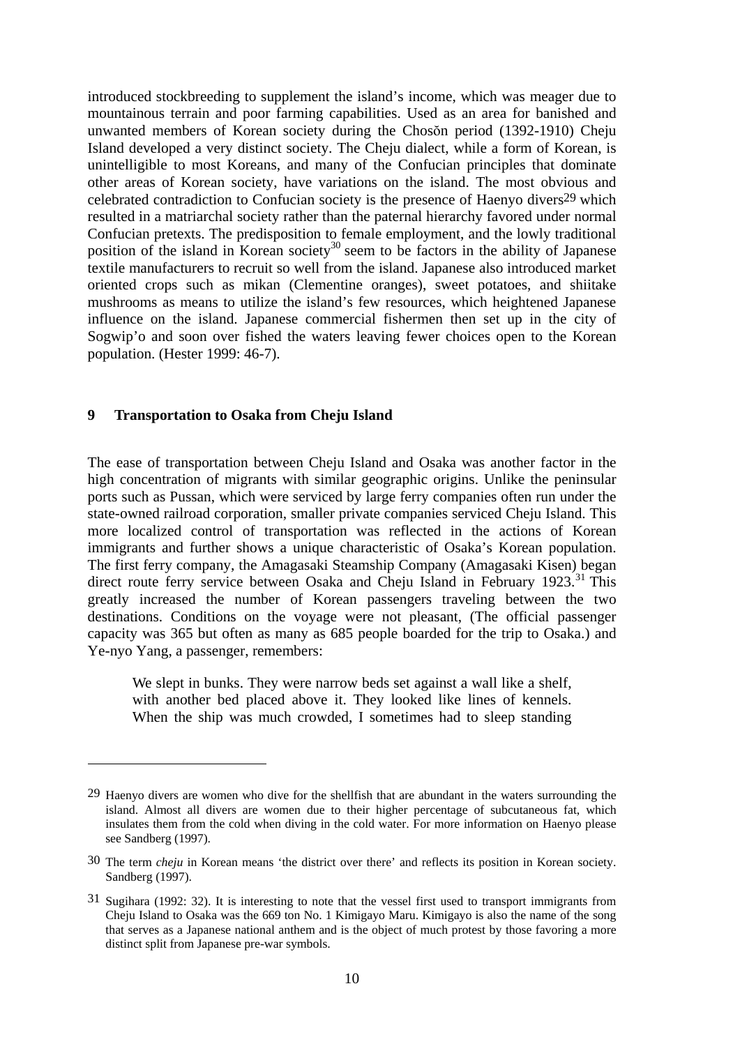introduced stockbreeding to supplement the island's income, which was meager due to mountainous terrain and poor farming capabilities. Used as an area for banished and unwanted members of Korean society during the Chosŏn period (1392-1910) Cheju Island developed a very distinct society. The Cheju dialect, while a form of Korean, is unintelligible to most Koreans, and many of the Confucian principles that dominate other areas of Korean society, have variations on the island. The most obvious and celebrated contradiction to Confucian society is the presence of Haenyo divers[29] which resulted in a matriarchal society rather than the paternal hierarchy favored under normal Confucian pretexts. The predisposition to female employment, and the lowly traditional position of the island in Korean society[30] seem to be factors in the ability of Japanese textile manufacturers to recruit so well from the island. Japanese also introduced market oriented crops such as mikan (Clementine oranges), sweet potatoes, and shiitake mushrooms as means to utilize the island's few resources, which heightened Japanese influence on the island. Japanese commercial fishermen then set up in the city of Sogwip'o and soon over fished the waters leaving fewer choices open to the Korean population. (Hester 1999: 46-7).

## 9 Transportation to Osaka from Cheju Island

The ease of transportation between Cheju Island and Osaka was another factor in the high concentration of migrants with similar geographic origins. Unlike the peninsular ports such as Pussan, which were serviced by large ferry companies often run under the state-owned railroad corporation, smaller private companies serviced Cheju Island. This more localized control of transportation was reflected in the actions of Korean immigrants and further shows a unique characteristic of Osaka's Korean population. The first ferry company, the Amagasaki Steamship Company (Amagasaki Kisen) began direct route ferry service between Osaka and Cheju Island in February 1923.[31] This greatly increased the number of Korean passengers traveling between the two destinations. Conditions on the voyage were not pleasant, (The official passenger capacity was 365 but often as many as 685 people boarded for the trip to Osaka.) and Ye-nyo Yang, a passenger, remembers:

> We slept in bunks. They were narrow beds set against a wall like a shelf, with another bed placed above it. They looked like lines of kennels. When the ship was much crowded, I sometimes had to sleep standing

---

29 Haenyo divers are women who dive for the shellfish that are abundant in the waters surrounding the island. Almost all divers are women due to their higher percentage of subcutaneous fat, which insulates them from the cold when diving in the cold water. For more information on Haenyo please see Sandberg (1997).

30 The term *cheju* in Korean means 'the district over there' and reflects its position in Korean society. Sandberg (1997).

31 Sugihara (1992: 32). It is interesting to note that the vessel first used to transport immigrants from Cheju Island to Osaka was the 669 ton No. 1 Kimigayo Maru. Kimigayo is also the name of the song that serves as a Japanese national anthem and is the object of much protest by those favoring a more distinct split from Japanese pre-war symbols.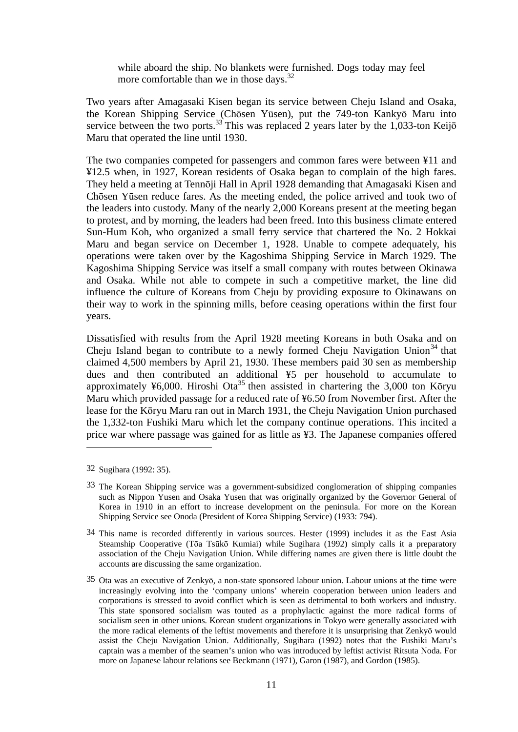> while aboard the ship. No blankets were furnished. Dogs today may feel more comfortable than we in those days.[32]

Two years after Amagasaki Kisen began its service between Cheju Island and Osaka, the Korean Shipping Service (Chōsen Yūsen), put the 749-ton Kankyō Maru into service between the two ports.[33] This was replaced 2 years later by the 1,033-ton Keijō Maru that operated the line until 1930.

The two companies competed for passengers and common fares were between ¥11 and ¥12.5 when, in 1927, Korean residents of Osaka began to complain of the high fares. They held a meeting at Tennōji Hall in April 1928 demanding that Amagasaki Kisen and Chōsen Yūsen reduce fares. As the meeting ended, the police arrived and took two of the leaders into custody. Many of the nearly 2,000 Koreans present at the meeting began to protest, and by morning, the leaders had been freed. Into this business climate entered Sun-Hum Koh, who organized a small ferry service that chartered the No. 2 Hokkai Maru and began service on December 1, 1928. Unable to compete adequately, his operations were taken over by the Kagoshima Shipping Service in March 1929. The Kagoshima Shipping Service was itself a small company with routes between Okinawa and Osaka. While not able to compete in such a competitive market, the line did influence the culture of Koreans from Cheju by providing exposure to Okinawans on their way to work in the spinning mills, before ceasing operations within the first four years.

Dissatisfied with results from the April 1928 meeting Koreans in both Osaka and on Cheju Island began to contribute to a newly formed Cheju Navigation Union[34] that claimed 4,500 members by April 21, 1930. These members paid 30 sen as membership dues and then contributed an additional ¥5 per household to accumulate to approximately ¥6,000. Hiroshi Ota[35] then assisted in chartering the 3,000 ton Kōryu Maru which provided passage for a reduced rate of ¥6.50 from November first. After the lease for the Kōryu Maru ran out in March 1931, the Cheju Navigation Union purchased the 1,332-ton Fushiki Maru which let the company continue operations. This incited a price war where passage was gained for as little as ¥3. The Japanese companies offered

---

32 Sugihara (1992: 35).

33 The Korean Shipping service was a government-subsidized conglomeration of shipping companies such as Nippon Yusen and Osaka Yusen that was originally organized by the Governor General of Korea in 1910 in an effort to increase development on the peninsula. For more on the Korean Shipping Service see Onoda (President of Korea Shipping Service) (1933: 794).

34 This name is recorded differently in various sources. Hester (1999) includes it as the East Asia Steamship Cooperative (Tōa Tsūkō Kumiai) while Sugihara (1992) simply calls it a preparatory association of the Cheju Navigation Union. While differing names are given there is little doubt the accounts are discussing the same organization.

35 Ota was an executive of Zenkyō, a non-state sponsored labour union. Labour unions at the time were increasingly evolving into the 'company unions' wherein cooperation between union leaders and corporations is stressed to avoid conflict which is seen as detrimental to both workers and industry. This state sponsored socialism was touted as a prophylactic against the more radical forms of socialism seen in other unions. Korean student organizations in Tokyo were generally associated with the more radical elements of the leftist movements and therefore it is unsurprising that Zenkyō would assist the Cheju Navigation Union. Additionally, Sugihara (1992) notes that the Fushiki Maru's captain was a member of the seamen's union who was introduced by leftist activist Ritsuta Noda. For more on Japanese labour relations see Beckmann (1971), Garon (1987), and Gordon (1985).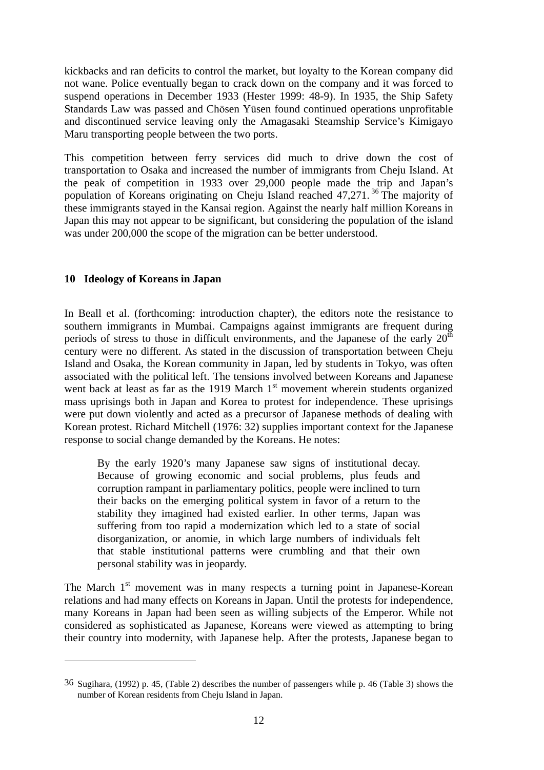kickbacks and ran deficits to control the market, but loyalty to the Korean company did not wane. Police eventually began to crack down on the company and it was forced to suspend operations in December 1933 (Hester 1999: 48-9). In 1935, the Ship Safety Standards Law was passed and Chōsen Yūsen found continued operations unprofitable and discontinued service leaving only the Amagasaki Steamship Service's Kimigayo Maru transporting people between the two ports.

This competition between ferry services did much to drive down the cost of transportation to Osaka and increased the number of immigrants from Cheju Island. At the peak of competition in 1933 over 29,000 people made the trip and Japan's population of Koreans originating on Cheju Island reached 47,271.[36] The majority of these immigrants stayed in the Kansai region. Against the nearly half million Koreans in Japan this may not appear to be significant, but considering the population of the island was under 200,000 the scope of the migration can be better understood.

## 10 Ideology of Koreans in Japan

In Beall et al. (forthcoming: introduction chapter), the editors note the resistance to southern immigrants in Mumbai. Campaigns against immigrants are frequent during periods of stress to those in difficult environments, and the Japanese of the early 20th century were no different. As stated in the discussion of transportation between Cheju Island and Osaka, the Korean community in Japan, led by students in Tokyo, was often associated with the political left. The tensions involved between Koreans and Japanese went back at least as far as the 1919 March 1st movement wherein students organized mass uprisings both in Japan and Korea to protest for independence. These uprisings were put down violently and acted as a precursor of Japanese methods of dealing with Korean protest. Richard Mitchell (1976: 32) supplies important context for the Japanese response to social change demanded by the Koreans. He notes:

> By the early 1920's many Japanese saw signs of institutional decay. Because of growing economic and social problems, plus feuds and corruption rampant in parliamentary politics, people were inclined to turn their backs on the emerging political system in favor of a return to the stability they imagined had existed earlier. In other terms, Japan was suffering from too rapid a modernization which led to a state of social disorganization, or anomie, in which large numbers of individuals felt that stable institutional patterns were crumbling and that their own personal stability was in jeopardy.

The March 1st movement was in many respects a turning point in Japanese-Korean relations and had many effects on Koreans in Japan. Until the protests for independence, many Koreans in Japan had been seen as willing subjects of the Emperor. While not considered as sophisticated as Japanese, Koreans were viewed as attempting to bring their country into modernity, with Japanese help. After the protests, Japanese began to

---

36 Sugihara, (1992) p. 45, (Table 2) describes the number of passengers while p. 46 (Table 3) shows the number of Korean residents from Cheju Island in Japan.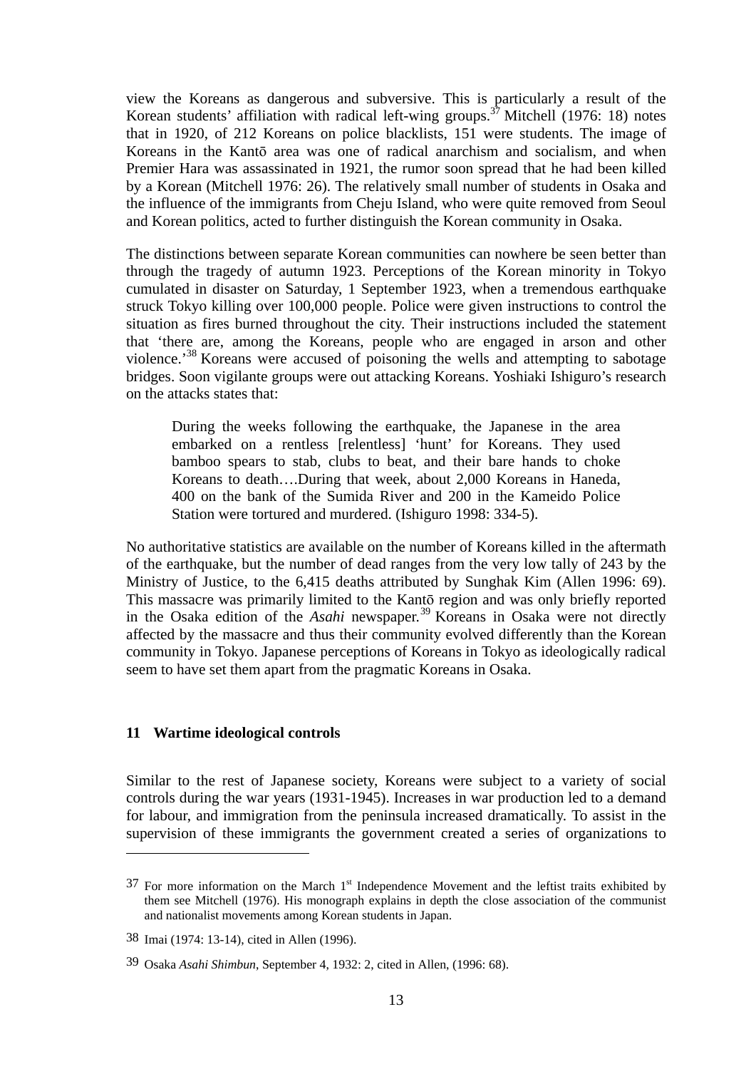view the Koreans as dangerous and subversive. This is particularly a result of the Korean students' affiliation with radical left-wing groups.[37] Mitchell (1976: 18) notes that in 1920, of 212 Koreans on police blacklists, 151 were students. The image of Koreans in the Kantō area was one of radical anarchism and socialism, and when Premier Hara was assassinated in 1921, the rumor soon spread that he had been killed by a Korean (Mitchell 1976: 26). The relatively small number of students in Osaka and the influence of the immigrants from Cheju Island, who were quite removed from Seoul and Korean politics, acted to further distinguish the Korean community in Osaka.

The distinctions between separate Korean communities can nowhere be seen better than through the tragedy of autumn 1923. Perceptions of the Korean minority in Tokyo cumulated in disaster on Saturday, 1 September 1923, when a tremendous earthquake struck Tokyo killing over 100,000 people. Police were given instructions to control the situation as fires burned throughout the city. Their instructions included the statement that 'there are, among the Koreans, people who are engaged in arson and other violence.'[38] Koreans were accused of poisoning the wells and attempting to sabotage bridges. Soon vigilante groups were out attacking Koreans. Yoshiaki Ishiguro's research on the attacks states that:

> During the weeks following the earthquake, the Japanese in the area embarked on a rentless [relentless] 'hunt' for Koreans. They used bamboo spears to stab, clubs to beat, and their bare hands to choke Koreans to death….During that week, about 2,000 Koreans in Haneda, 400 on the bank of the Sumida River and 200 in the Kameido Police Station were tortured and murdered. (Ishiguro 1998: 334-5).

No authoritative statistics are available on the number of Koreans killed in the aftermath of the earthquake, but the number of dead ranges from the very low tally of 243 by the Ministry of Justice, to the 6,415 deaths attributed by Sunghak Kim (Allen 1996: 69). This massacre was primarily limited to the Kantō region and was only briefly reported in the Osaka edition of the *Asahi* newspaper.[39] Koreans in Osaka were not directly affected by the massacre and thus their community evolved differently than the Korean community in Tokyo. Japanese perceptions of Koreans in Tokyo as ideologically radical seem to have set them apart from the pragmatic Koreans in Osaka.

## 11 Wartime ideological controls

Similar to the rest of Japanese society, Koreans were subject to a variety of social controls during the war years (1931-1945). Increases in war production led to a demand for labour, and immigration from the peninsula increased dramatically. To assist in the supervision of these immigrants the government created a series of organizations to

---

37 For more information on the March 1st Independence Movement and the leftist traits exhibited by them see Mitchell (1976). His monograph explains in depth the close association of the communist and nationalist movements among Korean students in Japan.

38 Imai (1974: 13-14), cited in Allen (1996).

39 Osaka *Asahi Shimbun*, September 4, 1932: 2, cited in Allen, (1996: 68).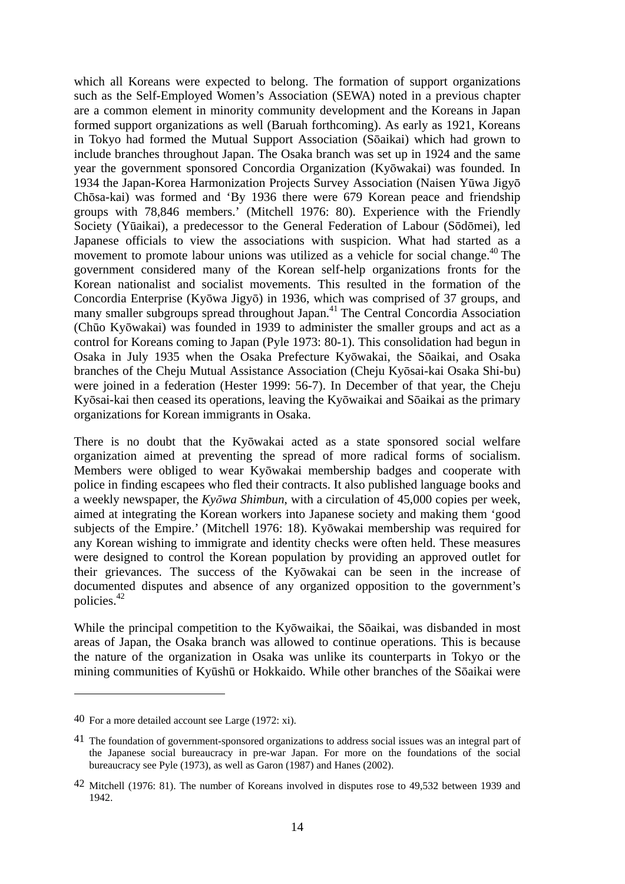which all Koreans were expected to belong. The formation of support organizations such as the Self-Employed Women's Association (SEWA) noted in a previous chapter are a common element in minority community development and the Koreans in Japan formed support organizations as well (Baruah forthcoming). As early as 1921, Koreans in Tokyo had formed the Mutual Support Association (Sōaikai) which had grown to include branches throughout Japan. The Osaka branch was set up in 1924 and the same year the government sponsored Concordia Organization (Kyōwakai) was founded. In 1934 the Japan-Korea Harmonization Projects Survey Association (Naisen Yūwa Jigyō Chōsa-kai) was formed and 'By 1936 there were 679 Korean peace and friendship groups with 78,846 members.' (Mitchell 1976: 80). Experience with the Friendly Society (Yūaikai), a predecessor to the General Federation of Labour (Sōdōmei), led Japanese officials to view the associations with suspicion. What had started as a movement to promote labour unions was utilized as a vehicle for social change.[40] The government considered many of the Korean self-help organizations fronts for the Korean nationalist and socialist movements. This resulted in the formation of the Concordia Enterprise (Kyōwa Jigyō) in 1936, which was comprised of 37 groups, and many smaller subgroups spread throughout Japan.[41] The Central Concordia Association (Chūo Kyōwakai) was founded in 1939 to administer the smaller groups and act as a control for Koreans coming to Japan (Pyle 1973: 80-1). This consolidation had begun in Osaka in July 1935 when the Osaka Prefecture Kyōwakai, the Sōaikai, and Osaka branches of the Cheju Mutual Assistance Association (Cheju Kyōsai-kai Osaka Shi-bu) were joined in a federation (Hester 1999: 56-7). In December of that year, the Cheju Kyōsai-kai then ceased its operations, leaving the Kyōwaikai and Sōaikai as the primary organizations for Korean immigrants in Osaka.

There is no doubt that the Kyōwakai acted as a state sponsored social welfare organization aimed at preventing the spread of more radical forms of socialism. Members were obliged to wear Kyōwakai membership badges and cooperate with police in finding escapees who fled their contracts. It also published language books and a weekly newspaper, the *Kyōwa Shimbun*, with a circulation of 45,000 copies per week, aimed at integrating the Korean workers into Japanese society and making them 'good subjects of the Empire.' (Mitchell 1976: 18). Kyōwakai membership was required for any Korean wishing to immigrate and identity checks were often held. These measures were designed to control the Korean population by providing an approved outlet for their grievances. The success of the Kyōwakai can be seen in the increase of documented disputes and absence of any organized opposition to the government's policies.[42]

While the principal competition to the Kyōwaikai, the Sōaikai, was disbanded in most areas of Japan, the Osaka branch was allowed to continue operations. This is because the nature of the organization in Osaka was unlike its counterparts in Tokyo or the mining communities of Kyūshū or Hokkaido. While other branches of the Sōaikai were

---

40 For a more detailed account see Large (1972: xi).

41 The foundation of government-sponsored organizations to address social issues was an integral part of the Japanese social bureaucracy in pre-war Japan. For more on the foundations of the social bureaucracy see Pyle (1973), as well as Garon (1987) and Hanes (2002).

42 Mitchell (1976: 81). The number of Koreans involved in disputes rose to 49,532 between 1939 and 1942.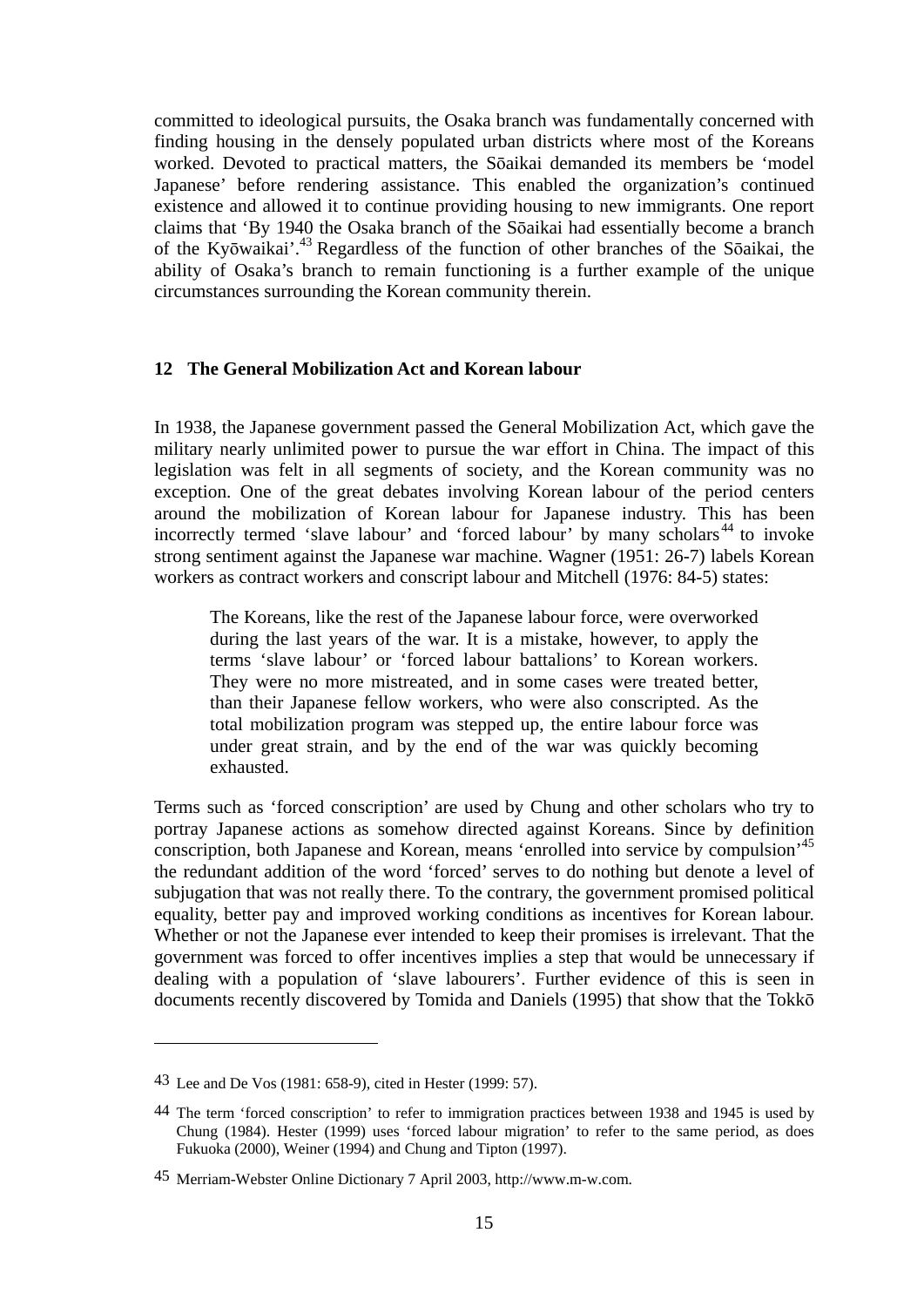committed to ideological pursuits, the Osaka branch was fundamentally concerned with finding housing in the densely populated urban districts where most of the Koreans worked. Devoted to practical matters, the Sōaikai demanded its members be 'model Japanese' before rendering assistance. This enabled the organization's continued existence and allowed it to continue providing housing to new immigrants. One report claims that 'By 1940 the Osaka branch of the Sōaikai had essentially become a branch of the Kyōwaikai'.[43] Regardless of the function of other branches of the Sōaikai, the ability of Osaka's branch to remain functioning is a further example of the unique circumstances surrounding the Korean community therein.

## 12 The General Mobilization Act and Korean labour

In 1938, the Japanese government passed the General Mobilization Act, which gave the military nearly unlimited power to pursue the war effort in China. The impact of this legislation was felt in all segments of society, and the Korean community was no exception. One of the great debates involving Korean labour of the period centers around the mobilization of Korean labour for Japanese industry. This has been incorrectly termed 'slave labour' and 'forced labour' by many scholars[44] to invoke strong sentiment against the Japanese war machine. Wagner (1951: 26-7) labels Korean workers as contract workers and conscript labour and Mitchell (1976: 84-5) states:

> The Koreans, like the rest of the Japanese labour force, were overworked during the last years of the war. It is a mistake, however, to apply the terms 'slave labour' or 'forced labour battalions' to Korean workers. They were no more mistreated, and in some cases were treated better, than their Japanese fellow workers, who were also conscripted. As the total mobilization program was stepped up, the entire labour force was under great strain, and by the end of the war was quickly becoming exhausted.

Terms such as 'forced conscription' are used by Chung and other scholars who try to portray Japanese actions as somehow directed against Koreans. Since by definition conscription, both Japanese and Korean, means 'enrolled into service by compulsion'[45] the redundant addition of the word 'forced' serves to do nothing but denote a level of subjugation that was not really there. To the contrary, the government promised political equality, better pay and improved working conditions as incentives for Korean labour. Whether or not the Japanese ever intended to keep their promises is irrelevant. That the government was forced to offer incentives implies a step that would be unnecessary if dealing with a population of 'slave labourers'. Further evidence of this is seen in documents recently discovered by Tomida and Daniels (1995) that show that the Tokkō

---

43 Lee and De Vos (1981: 658-9), cited in Hester (1999: 57).

44 The term 'forced conscription' to refer to immigration practices between 1938 and 1945 is used by Chung (1984). Hester (1999) uses 'forced labour migration' to refer to the same period, as does Fukuoka (2000), Weiner (1994) and Chung and Tipton (1997).

45 Merriam-Webster Online Dictionary 7 April 2003, http://www.m-w.com.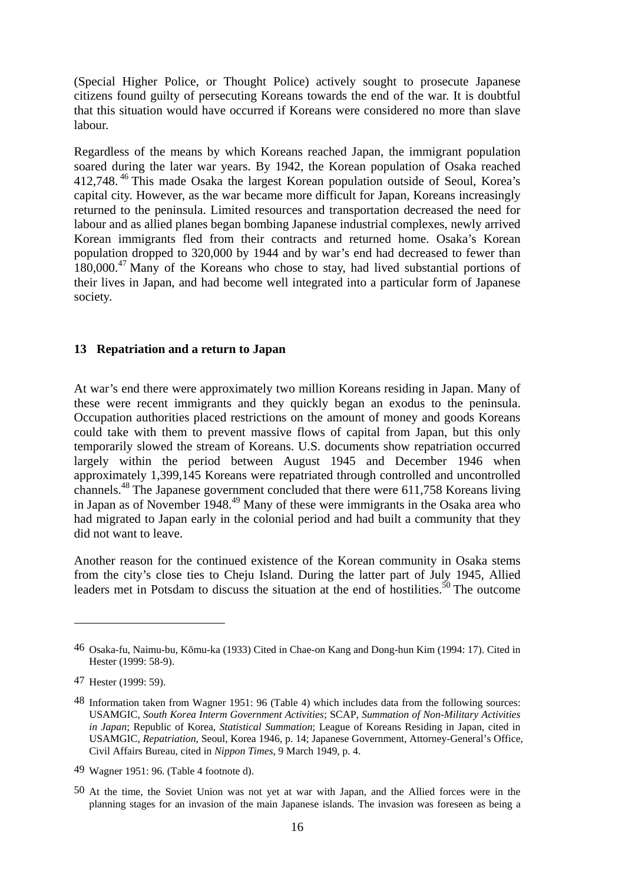(Special Higher Police, or Thought Police) actively sought to prosecute Japanese citizens found guilty of persecuting Koreans towards the end of the war. It is doubtful that this situation would have occurred if Koreans were considered no more than slave labour.

Regardless of the means by which Koreans reached Japan, the immigrant population soared during the later war years. By 1942, the Korean population of Osaka reached 412,748.[46] This made Osaka the largest Korean population outside of Seoul, Korea's capital city. However, as the war became more difficult for Japan, Koreans increasingly returned to the peninsula. Limited resources and transportation decreased the need for labour and as allied planes began bombing Japanese industrial complexes, newly arrived Korean immigrants fled from their contracts and returned home. Osaka's Korean population dropped to 320,000 by 1944 and by war's end had decreased to fewer than 180,000.[47] Many of the Koreans who chose to stay, had lived substantial portions of their lives in Japan, and had become well integrated into a particular form of Japanese society.

## 13 Repatriation and a return to Japan

At war's end there were approximately two million Koreans residing in Japan. Many of these were recent immigrants and they quickly began an exodus to the peninsula. Occupation authorities placed restrictions on the amount of money and goods Koreans could take with them to prevent massive flows of capital from Japan, but this only temporarily slowed the stream of Koreans. U.S. documents show repatriation occurred largely within the period between August 1945 and December 1946 when approximately 1,399,145 Koreans were repatriated through controlled and uncontrolled channels.[48] The Japanese government concluded that there were 611,758 Koreans living in Japan as of November 1948.[49] Many of these were immigrants in the Osaka area who had migrated to Japan early in the colonial period and had built a community that they did not want to leave.

Another reason for the continued existence of the Korean community in Osaka stems from the city's close ties to Cheju Island. During the latter part of July 1945, Allied leaders met in Potsdam to discuss the situation at the end of hostilities.[50] The outcome

---

46 Osaka-fu, Naimu-bu, Kōmu-ka (1933) Cited in Chae-on Kang and Dong-hun Kim (1994: 17). Cited in Hester (1999: 58-9).

47 Hester (1999: 59).

48 Information taken from Wagner 1951: 96 (Table 4) which includes data from the following sources: USAMGIC, *South Korea Interm Government Activities*; SCAP, *Summation of Non-Military Activities in Japan*; Republic of Korea, *Statistical Summation*; League of Koreans Residing in Japan, cited in USAMGIC, *Repatriation*, Seoul, Korea 1946, p. 14; Japanese Government, Attorney-General's Office, Civil Affairs Bureau, cited in *Nippon Times*, 9 March 1949, p. 4.

49 Wagner 1951: 96. (Table 4 footnote d).

50 At the time, the Soviet Union was not yet at war with Japan, and the Allied forces were in the planning stages for an invasion of the main Japanese islands. The invasion was foreseen as being a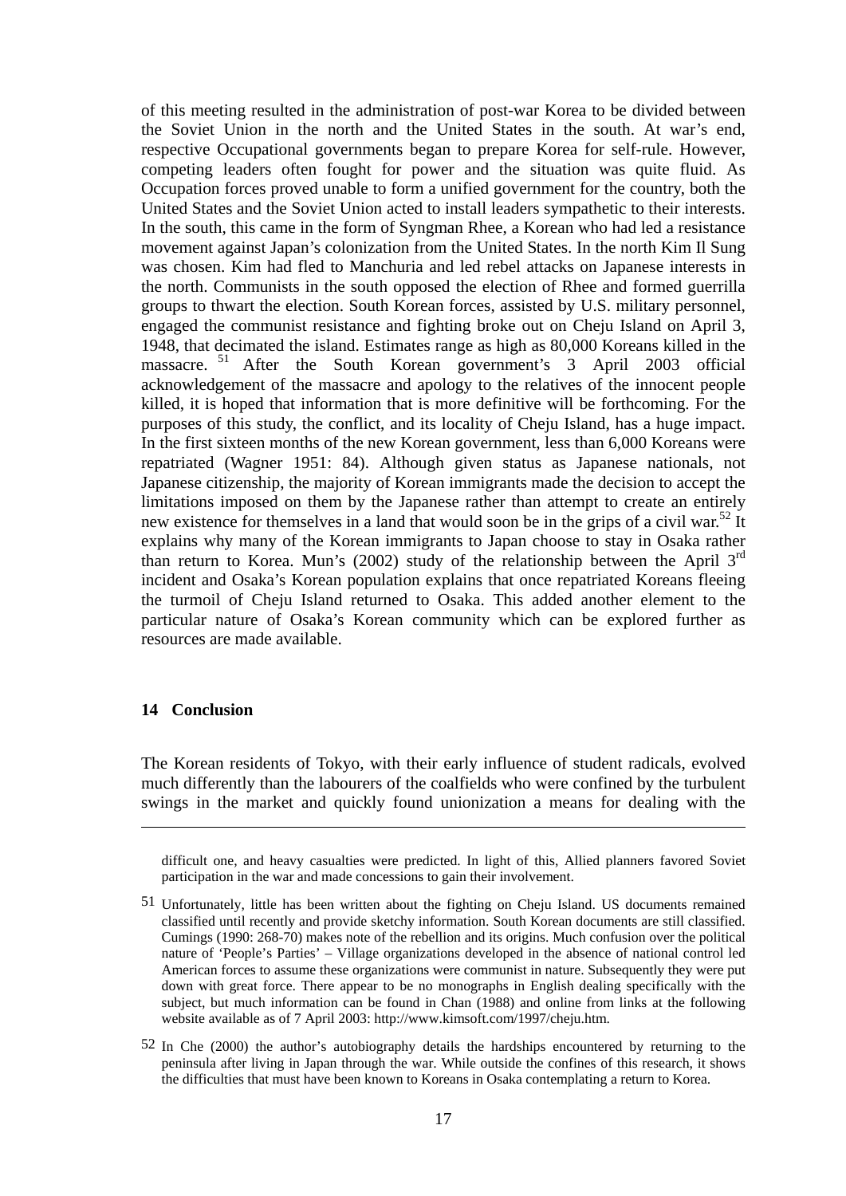of this meeting resulted in the administration of post-war Korea to be divided between the Soviet Union in the north and the United States in the south. At war's end, respective Occupational governments began to prepare Korea for self-rule. However, competing leaders often fought for power and the situation was quite fluid. As Occupation forces proved unable to form a unified government for the country, both the United States and the Soviet Union acted to install leaders sympathetic to their interests. In the south, this came in the form of Syngman Rhee, a Korean who had led a resistance movement against Japan's colonization from the United States. In the north Kim Il Sung was chosen. Kim had fled to Manchuria and led rebel attacks on Japanese interests in the north. Communists in the south opposed the election of Rhee and formed guerrilla groups to thwart the election. South Korean forces, assisted by U.S. military personnel, engaged the communist resistance and fighting broke out on Cheju Island on April 3, 1948, that decimated the island. Estimates range as high as 80,000 Koreans killed in the massacre. [51] After the South Korean government's 3 April 2003 official acknowledgement of the massacre and apology to the relatives of the innocent people killed, it is hoped that information that is more definitive will be forthcoming. For the purposes of this study, the conflict, and its locality of Cheju Island, has a huge impact. In the first sixteen months of the new Korean government, less than 6,000 Koreans were repatriated (Wagner 1951: 84). Although given status as Japanese nationals, not Japanese citizenship, the majority of Korean immigrants made the decision to accept the limitations imposed on them by the Japanese rather than attempt to create an entirely new existence for themselves in a land that would soon be in the grips of a civil war.[52] It explains why many of the Korean immigrants to Japan choose to stay in Osaka rather than return to Korea. Mun's (2002) study of the relationship between the April 3rd incident and Osaka's Korean population explains that once repatriated Koreans fleeing the turmoil of Cheju Island returned to Osaka. This added another element to the particular nature of Osaka's Korean community which can be explored further as resources are made available.

## 14 Conclusion

The Korean residents of Tokyo, with their early influence of student radicals, evolved much differently than the labourers of the coalfields who were confined by the turbulent swings in the market and quickly found unionization a means for dealing with the

---

difficult one, and heavy casualties were predicted. In light of this, Allied planners favored Soviet participation in the war and made concessions to gain their involvement.

51 Unfortunately, little has been written about the fighting on Cheju Island. US documents remained classified until recently and provide sketchy information. South Korean documents are still classified. Cumings (1990: 268-70) makes note of the rebellion and its origins. Much confusion over the political nature of 'People's Parties' – Village organizations developed in the absence of national control led American forces to assume these organizations were communist in nature. Subsequently they were put down with great force. There appear to be no monographs in English dealing specifically with the subject, but much information can be found in Chan (1988) and online from links at the following website available as of 7 April 2003: http://www.kimsoft.com/1997/cheju.htm.

52 In Che (2000) the author's autobiography details the hardships encountered by returning to the peninsula after living in Japan through the war. While outside the confines of this research, it shows the difficulties that must have been known to Koreans in Osaka contemplating a return to Korea.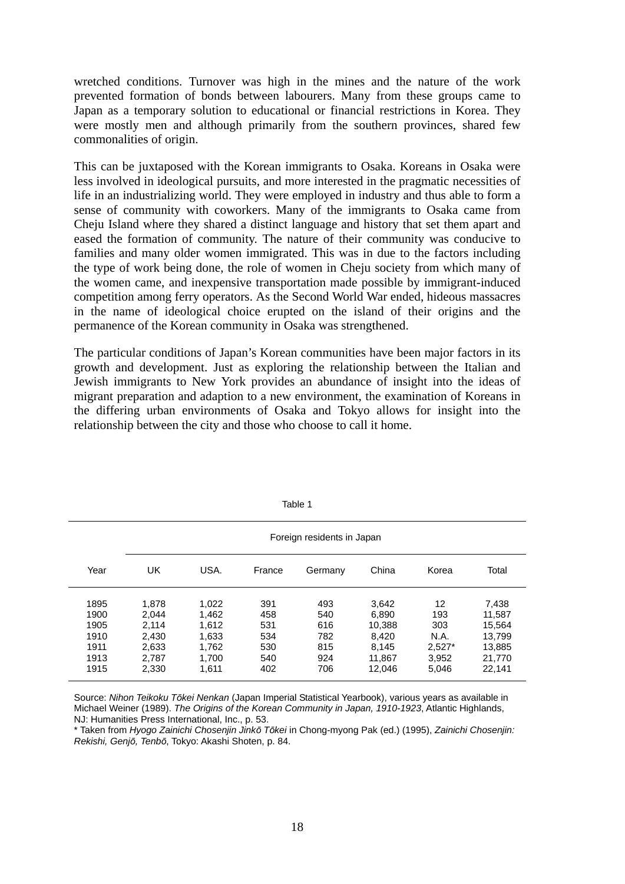wretched conditions. Turnover was high in the mines and the nature of the work prevented formation of bonds between labourers. Many from these groups came to Japan as a temporary solution to educational or financial restrictions in Korea. They were mostly men and although primarily from the southern provinces, shared few commonalities of origin.

This can be juxtaposed with the Korean immigrants to Osaka. Koreans in Osaka were less involved in ideological pursuits, and more interested in the pragmatic necessities of life in an industrializing world. They were employed in industry and thus able to form a sense of community with coworkers. Many of the immigrants to Osaka came from Cheju Island where they shared a distinct language and history that set them apart and eased the formation of community. The nature of their community was conducive to families and many older women immigrated. This was in due to the factors including the type of work being done, the role of women in Cheju society from which many of the women came, and inexpensive transportation made possible by immigrant-induced competition among ferry operators. As the Second World War ended, hideous massacres in the name of ideological choice erupted on the island of their origins and the permanence of the Korean community in Osaka was strengthened.

The particular conditions of Japan's Korean communities have been major factors in its growth and development. Just as exploring the relationship between the Italian and Jewish immigrants to New York provides an abundance of insight into the ideas of migrant preparation and adaption to a new environment, the examination of Koreans in the differing urban environments of Osaka and Tokyo allows for insight into the relationship between the city and those who choose to call it home.

Table 1

| | Foreign residents in Japan | | | | | | |
|---|---|---|---|---|---|---|---|
| Year | UK | USA. | France | Germany | China | Korea | Total |
| 1895 | 1,878 | 1,022 | 391 | 493 | 3,642 | 12 | 7,438 |
| 1900 | 2,044 | 1,462 | 458 | 540 | 6,890 | 193 | 11,587 |
| 1905 | 2,114 | 1,612 | 531 | 616 | 10,388 | 303 | 15,564 |
| 1910 | 2,430 | 1,633 | 534 | 782 | 8,420 | N.A. | 13,799 |
| 1911 | 2,633 | 1,762 | 530 | 815 | 8,145 | 2,527* | 13,885 |
| 1913 | 2,787 | 1,700 | 540 | 924 | 11,867 | 3,952 | 21,770 |
| 1915 | 2,330 | 1,611 | 402 | 706 | 12,046 | 5,046 | 22,141 |

Source: *Nihon Teikoku Tōkei Nenkan* (Japan Imperial Statistical Yearbook), various years as available in Michael Weiner (1989). *The Origins of the Korean Community in Japan, 1910-1923*, Atlantic Highlands, NJ: Humanities Press International, Inc., p. 53.
* Taken from *Hyogo Zainichi Chosenjin Jinkō Tōkei* in Chong-myong Pak (ed.) (1995), *Zainichi Chosenjin: Rekishi, Genjō, Tenbō*, Tokyo: Akashi Shoten, p. 84.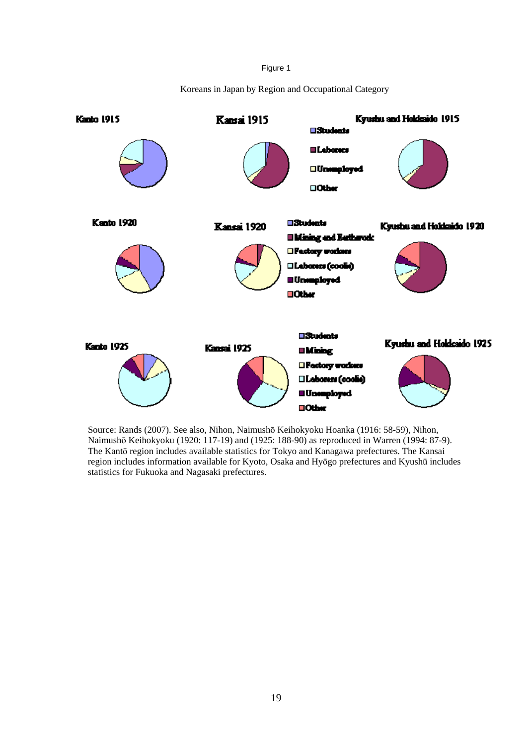Figure 1

Koreans in Japan by Region and Occupational Category

Source: Rands (2007). See also, Nihon, Naimushō Keihokyoku Hoanka (1916: 58-59), Nihon, Naimushō Keihokyoku (1920: 117-19) and (1925: 188-90) as reproduced in Warren (1994: 87-9). The Kantō region includes available statistics for Tokyo and Kanagawa prefectures. The Kansai region includes information available for Kyoto, Osaka and Hyōgo prefectures and Kyushū includes statistics for Fukuoka and Nagasaki prefectures.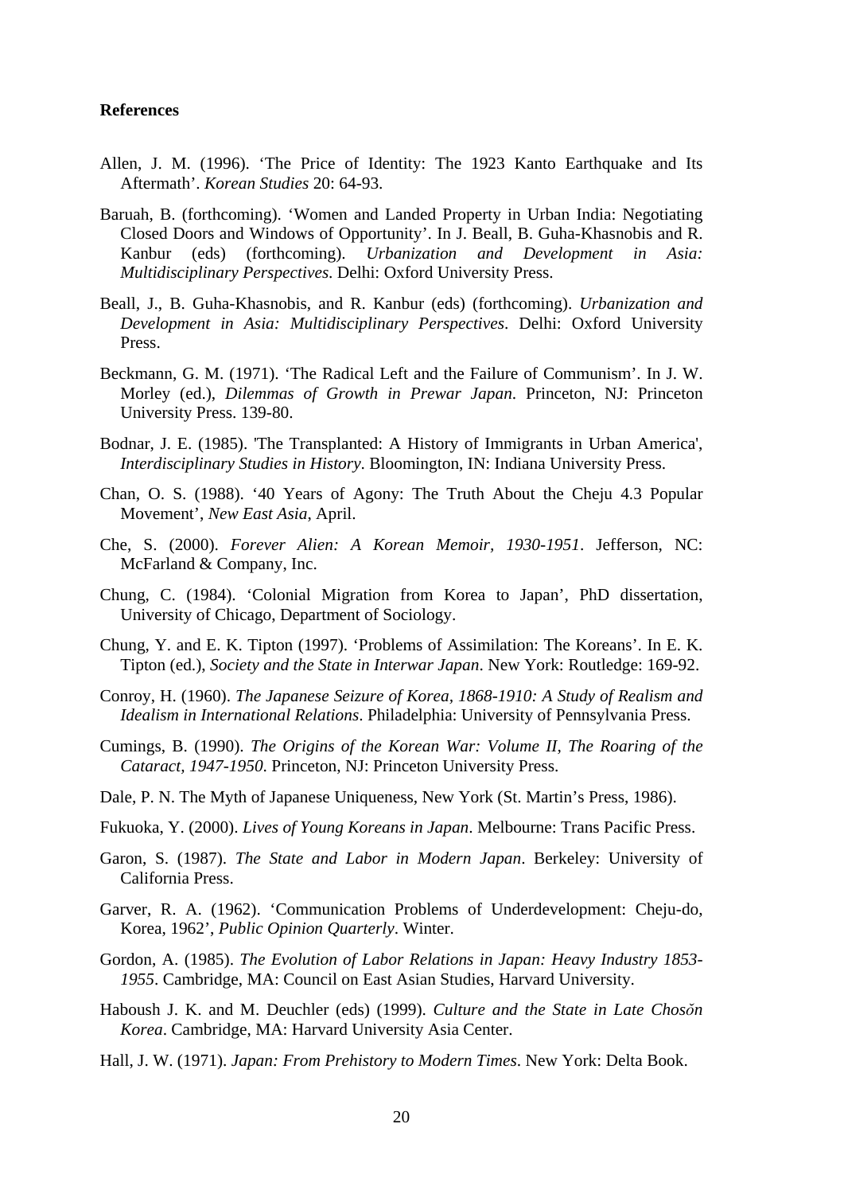**References**

Allen, J. M. (1996). 'The Price of Identity: The 1923 Kanto Earthquake and Its Aftermath'. *Korean Studies* 20: 64-93.

Baruah, B. (forthcoming). 'Women and Landed Property in Urban India: Negotiating Closed Doors and Windows of Opportunity'. In J. Beall, B. Guha-Khasnobis and R. Kanbur (eds) (forthcoming). *Urbanization and Development in Asia: Multidisciplinary Perspectives*. Delhi: Oxford University Press.

Beall, J., B. Guha-Khasnobis, and R. Kanbur (eds) (forthcoming). *Urbanization and Development in Asia: Multidisciplinary Perspectives*. Delhi: Oxford University Press.

Beckmann, G. M. (1971). 'The Radical Left and the Failure of Communism'. In J. W. Morley (ed.), *Dilemmas of Growth in Prewar Japan*. Princeton, NJ: Princeton University Press. 139-80.

Bodnar, J. E. (1985). 'The Transplanted: A History of Immigrants in Urban America', *Interdisciplinary Studies in History*. Bloomington, IN: Indiana University Press.

Chan, O. S. (1988). '40 Years of Agony: The Truth About the Cheju 4.3 Popular Movement', *New East Asia*, April.

Che, S. (2000). *Forever Alien: A Korean Memoir, 1930-1951*. Jefferson, NC: McFarland & Company, Inc.

Chung, C. (1984). 'Colonial Migration from Korea to Japan', PhD dissertation, University of Chicago, Department of Sociology.

Chung, Y. and E. K. Tipton (1997). 'Problems of Assimilation: The Koreans'. In E. K. Tipton (ed.), *Society and the State in Interwar Japan*. New York: Routledge: 169-92.

Conroy, H. (1960). *The Japanese Seizure of Korea, 1868-1910: A Study of Realism and Idealism in International Relations*. Philadelphia: University of Pennsylvania Press.

Cumings, B. (1990). *The Origins of the Korean War: Volume II, The Roaring of the Cataract, 1947-1950*. Princeton, NJ: Princeton University Press.

Dale, P. N. The Myth of Japanese Uniqueness, New York (St. Martin's Press, 1986).

Fukuoka, Y. (2000). *Lives of Young Koreans in Japan*. Melbourne: Trans Pacific Press.

Garon, S. (1987). *The State and Labor in Modern Japan*. Berkeley: University of California Press.

Garver, R. A. (1962). 'Communication Problems of Underdevelopment: Cheju-do, Korea, 1962', *Public Opinion Quarterly*. Winter.

Gordon, A. (1985). *The Evolution of Labor Relations in Japan: Heavy Industry 1853-1955*. Cambridge, MA: Council on East Asian Studies, Harvard University.

Haboush J. K. and M. Deuchler (eds) (1999). *Culture and the State in Late Chosŏn Korea*. Cambridge, MA: Harvard University Asia Center.

Hall, J. W. (1971). *Japan: From Prehistory to Modern Times*. New York: Delta Book.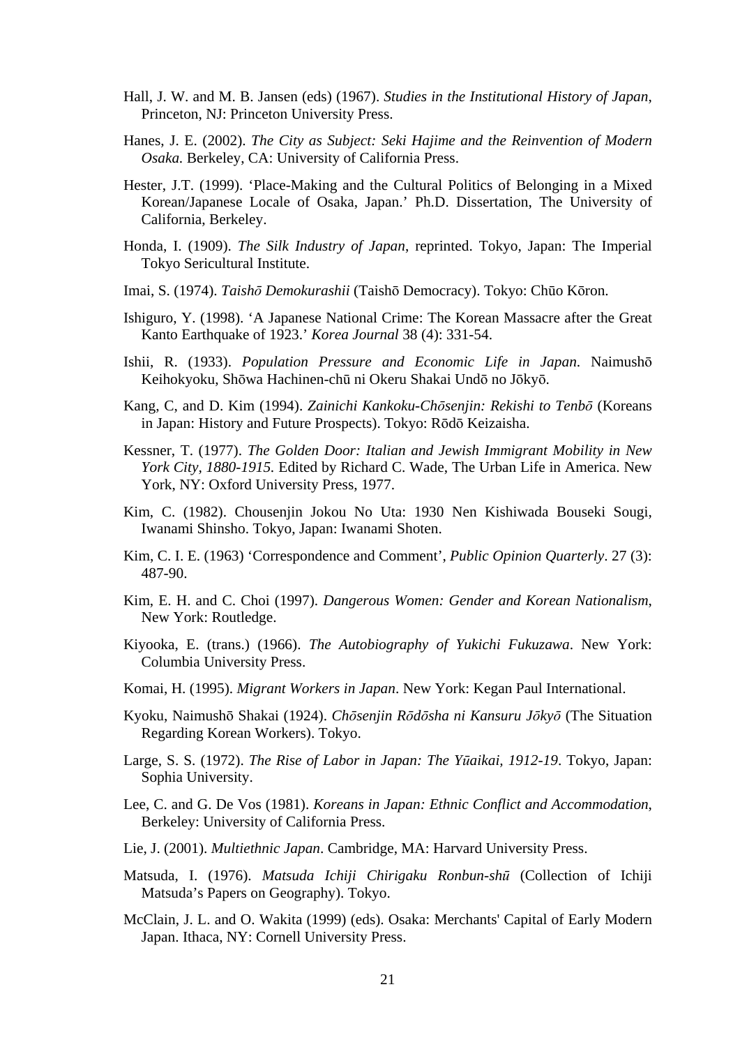Hall, J. W. and M. B. Jansen (eds) (1967). *Studies in the Institutional History of Japan*, Princeton, NJ: Princeton University Press.

Hanes, J. E. (2002). *The City as Subject: Seki Hajime and the Reinvention of Modern Osaka.* Berkeley, CA: University of California Press.

Hester, J.T. (1999). 'Place-Making and the Cultural Politics of Belonging in a Mixed Korean/Japanese Locale of Osaka, Japan.' Ph.D. Dissertation, The University of California, Berkeley.

Honda, I. (1909). *The Silk Industry of Japan*, reprinted. Tokyo, Japan: The Imperial Tokyo Sericultural Institute.

Imai, S. (1974). *Taishō Demokurashii* (Taishō Democracy). Tokyo: Chūo Kōron.

Ishiguro, Y. (1998). 'A Japanese National Crime: The Korean Massacre after the Great Kanto Earthquake of 1923.' *Korea Journal* 38 (4): 331-54.

Ishii, R. (1933). *Population Pressure and Economic Life in Japan*. Naimushō Keihokyoku, Shōwa Hachinen-chū ni Okeru Shakai Undō no Jōkyō.

Kang, C, and D. Kim (1994). *Zainichi Kankoku-Chōsenjin: Rekishi to Tenbō* (Koreans in Japan: History and Future Prospects). Tokyo: Rōdō Keizaisha.

Kessner, T. (1977). *The Golden Door: Italian and Jewish Immigrant Mobility in New York City, 1880-1915.* Edited by Richard C. Wade, The Urban Life in America. New York, NY: Oxford University Press, 1977.

Kim, C. (1982). Chousenjin Jokou No Uta: 1930 Nen Kishiwada Bouseki Sougi, Iwanami Shinsho. Tokyo, Japan: Iwanami Shoten.

Kim, C. I. E. (1963) 'Correspondence and Comment', *Public Opinion Quarterly*. 27 (3): 487-90.

Kim, E. H. and C. Choi (1997). *Dangerous Women: Gender and Korean Nationalism*, New York: Routledge.

Kiyooka, E. (trans.) (1966). *The Autobiography of Yukichi Fukuzawa*. New York: Columbia University Press.

Komai, H. (1995). *Migrant Workers in Japan*. New York: Kegan Paul International.

Kyoku, Naimushō Shakai (1924). *Chōsenjin Rōdōsha ni Kansuru Jōkyō* (The Situation Regarding Korean Workers). Tokyo.

Large, S. S. (1972). *The Rise of Labor in Japan: The Yūaikai, 1912-19*. Tokyo, Japan: Sophia University.

Lee, C. and G. De Vos (1981). *Koreans in Japan: Ethnic Conflict and Accommodation*, Berkeley: University of California Press.

Lie, J. (2001). *Multiethnic Japan*. Cambridge, MA: Harvard University Press.

Matsuda, I. (1976). *Matsuda Ichiji Chirigaku Ronbun-shū* (Collection of Ichiji Matsuda's Papers on Geography). Tokyo.

McClain, J. L. and O. Wakita (1999) (eds). Osaka: Merchants' Capital of Early Modern Japan. Ithaca, NY: Cornell University Press.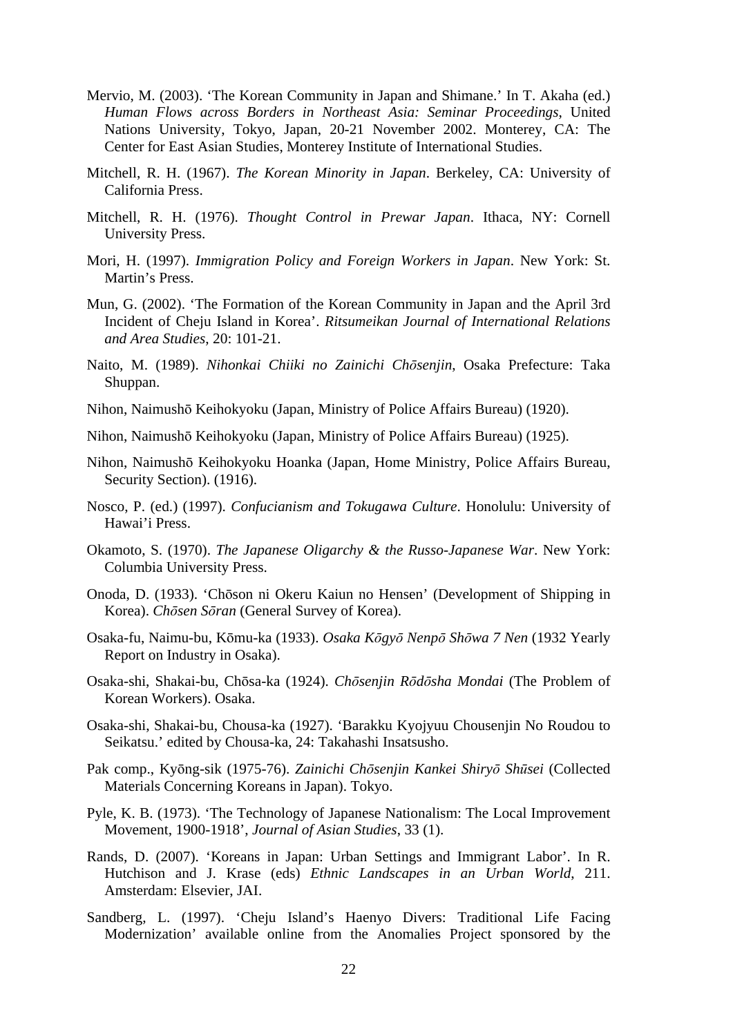Mervio, M. (2003). 'The Korean Community in Japan and Shimane.' In T. Akaha (ed.) *Human Flows across Borders in Northeast Asia: Seminar Proceedings*, United Nations University, Tokyo, Japan, 20-21 November 2002. Monterey, CA: The Center for East Asian Studies, Monterey Institute of International Studies.

Mitchell, R. H. (1967). *The Korean Minority in Japan*. Berkeley, CA: University of California Press.

Mitchell, R. H. (1976). *Thought Control in Prewar Japan*. Ithaca, NY: Cornell University Press.

Mori, H. (1997). *Immigration Policy and Foreign Workers in Japan*. New York: St. Martin's Press.

Mun, G. (2002). 'The Formation of the Korean Community in Japan and the April 3rd Incident of Cheju Island in Korea'. *Ritsumeikan Journal of International Relations and Area Studies*, 20: 101-21.

Naito, M. (1989). *Nihonkai Chiiki no Zainichi Chōsenjin*, Osaka Prefecture: Taka Shuppan.

Nihon, Naimushō Keihokyoku (Japan, Ministry of Police Affairs Bureau) (1920).

Nihon, Naimushō Keihokyoku (Japan, Ministry of Police Affairs Bureau) (1925).

Nihon, Naimushō Keihokyoku Hoanka (Japan, Home Ministry, Police Affairs Bureau, Security Section). (1916).

Nosco, P. (ed.) (1997). *Confucianism and Tokugawa Culture*. Honolulu: University of Hawai'i Press.

Okamoto, S. (1970). *The Japanese Oligarchy & the Russo-Japanese War*. New York: Columbia University Press.

Onoda, D. (1933). 'Chōson ni Okeru Kaiun no Hensen' (Development of Shipping in Korea). *Chōsen Sōran* (General Survey of Korea).

Osaka-fu, Naimu-bu, Kōmu-ka (1933). *Osaka Kōgyō Nenpō Shōwa 7 Nen* (1932 Yearly Report on Industry in Osaka).

Osaka-shi, Shakai-bu, Chōsa-ka (1924). *Chōsenjin Rōdōsha Mondai* (The Problem of Korean Workers). Osaka.

Osaka-shi, Shakai-bu, Chousa-ka (1927). 'Barakku Kyojyuu Chousenjin No Roudou to Seikatsu.' edited by Chousa-ka, 24: Takahashi Insatsusho.

Pak comp., Kyōng-sik (1975-76). *Zainichi Chōsenjin Kankei Shiryō Shūsei* (Collected Materials Concerning Koreans in Japan). Tokyo.

Pyle, K. B. (1973). 'The Technology of Japanese Nationalism: The Local Improvement Movement, 1900-1918', *Journal of Asian Studies*, 33 (1).

Rands, D. (2007). 'Koreans in Japan: Urban Settings and Immigrant Labor'. In R. Hutchison and J. Krase (eds) *Ethnic Landscapes in an Urban World*, 211. Amsterdam: Elsevier, JAI.

Sandberg, L. (1997). 'Cheju Island's Haenyo Divers: Traditional Life Facing Modernization' available online from the Anomalies Project sponsored by the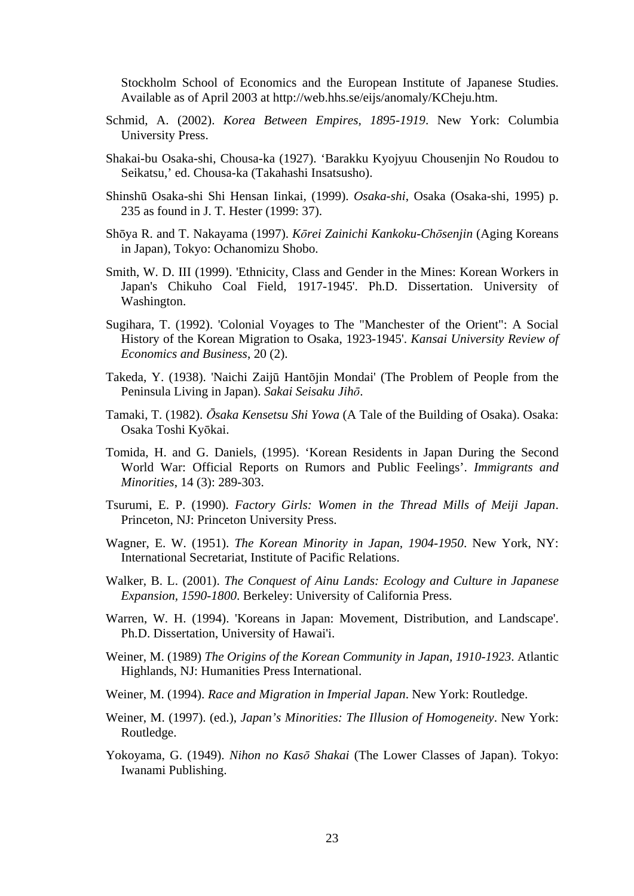Stockholm School of Economics and the European Institute of Japanese Studies. Available as of April 2003 at http://web.hhs.se/eijs/anomaly/KCheju.htm.

Schmid, A. (2002). *Korea Between Empires, 1895-1919*. New York: Columbia University Press.

Shakai-bu Osaka-shi, Chousa-ka (1927). 'Barakku Kyojyuu Chousenjin No Roudou to Seikatsu,' ed. Chousa-ka (Takahashi Insatsusho).

Shinshū Osaka-shi Shi Hensan Iinkai, (1999). *Osaka-shi*, Osaka (Osaka-shi, 1995) p. 235 as found in J. T. Hester (1999: 37).

Shōya R. and T. Nakayama (1997). *Kōrei Zainichi Kankoku-Chōsenjin* (Aging Koreans in Japan), Tokyo: Ochanomizu Shobo.

Smith, W. D. III (1999). 'Ethnicity, Class and Gender in the Mines: Korean Workers in Japan's Chikuho Coal Field, 1917-1945'. Ph.D. Dissertation. University of Washington.

Sugihara, T. (1992). 'Colonial Voyages to The "Manchester of the Orient": A Social History of the Korean Migration to Osaka, 1923-1945'. *Kansai University Review of Economics and Business*, 20 (2).

Takeda, Y. (1938). 'Naichi Zaijū Hantōjin Mondai' (The Problem of People from the Peninsula Living in Japan). *Sakai Seisaku Jihō*.

Tamaki, T. (1982). *Ōsaka Kensetsu Shi Yowa* (A Tale of the Building of Osaka). Osaka: Osaka Toshi Kyōkai.

Tomida, H. and G. Daniels, (1995). 'Korean Residents in Japan During the Second World War: Official Reports on Rumors and Public Feelings'. *Immigrants and Minorities*, 14 (3): 289-303.

Tsurumi, E. P. (1990). *Factory Girls: Women in the Thread Mills of Meiji Japan*. Princeton, NJ: Princeton University Press.

Wagner, E. W. (1951). *The Korean Minority in Japan, 1904-1950*. New York, NY: International Secretariat, Institute of Pacific Relations.

Walker, B. L. (2001). *The Conquest of Ainu Lands: Ecology and Culture in Japanese Expansion, 1590-1800*. Berkeley: University of California Press.

Warren, W. H. (1994). 'Koreans in Japan: Movement, Distribution, and Landscape'. Ph.D. Dissertation, University of Hawai'i.

Weiner, M. (1989) *The Origins of the Korean Community in Japan, 1910-1923*. Atlantic Highlands, NJ: Humanities Press International.

Weiner, M. (1994). *Race and Migration in Imperial Japan*. New York: Routledge.

Weiner, M. (1997). (ed.), *Japan's Minorities: The Illusion of Homogeneity*. New York: Routledge.

Yokoyama, G. (1949). *Nihon no Kasō Shakai* (The Lower Classes of Japan). Tokyo: Iwanami Publishing.